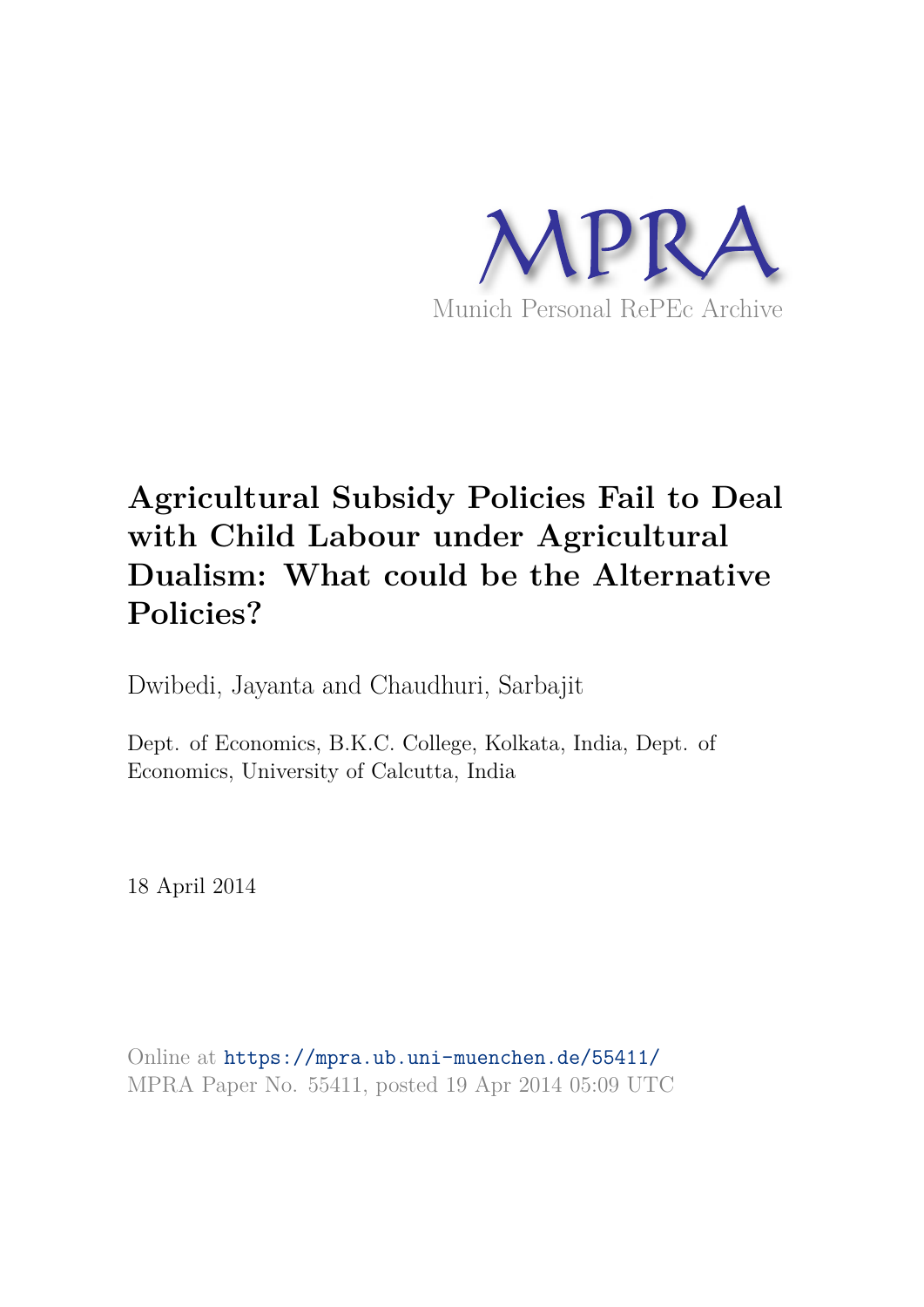MPRA

Munich Personal RePEc Archive

# Agricultural Subsidy Policies Fail to Deal with Child Labour under Agricultural Dualism: What could be the Alternative Policies?

Dwibedi, Jayanta and Chaudhuri, Sarbajit

Dept. of Economics, B.K.C. College, Kolkata, India, Dept. of Economics, University of Calcutta, India

18 April 2014

Online at https://mpra.ub.uni-muenchen.de/55411/
MPRA Paper No. 55411, posted 19 Apr 2014 05:09 UTC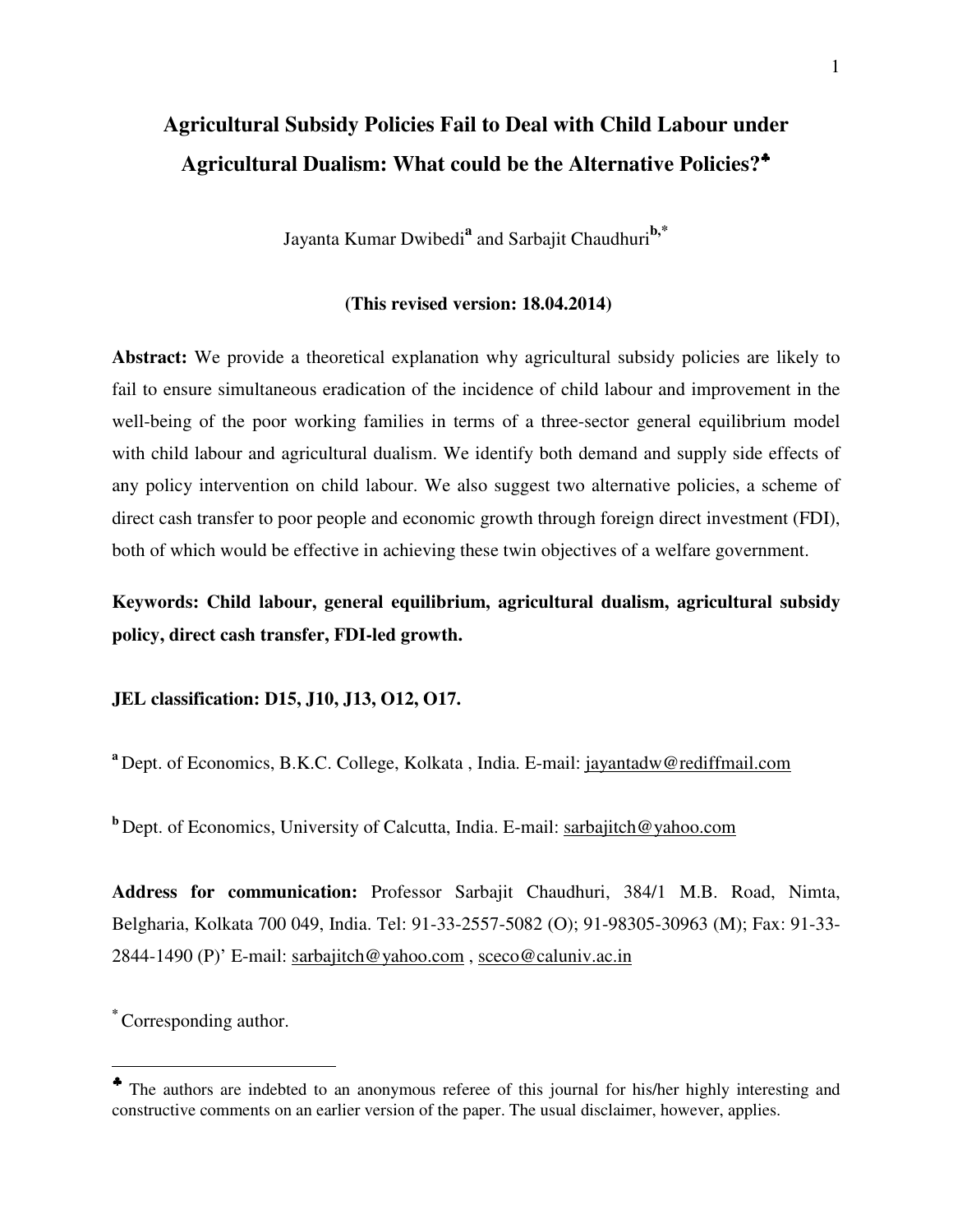# Agricultural Subsidy Policies Fail to Deal with Child Labour under Agricultural Dualism: What could be the Alternative Policies?[♣]

Jayanta Kumar Dwibedi[a] and Sarbajit Chaudhuri[b,*]

**(This revised version: 18.04.2014)**

**Abstract:** We provide a theoretical explanation why agricultural subsidy policies are likely to fail to ensure simultaneous eradication of the incidence of child labour and improvement in the well-being of the poor working families in terms of a three-sector general equilibrium model with child labour and agricultural dualism. We identify both demand and supply side effects of any policy intervention on child labour. We also suggest two alternative policies, a scheme of direct cash transfer to poor people and economic growth through foreign direct investment (FDI), both of which would be effective in achieving these twin objectives of a welfare government.

**Keywords: Child labour, general equilibrium, agricultural dualism, agricultural subsidy policy, direct cash transfer, FDI-led growth.**

**JEL classification: D15, J10, J13, O12, O17.**

[a] Dept. of Economics, B.K.C. College, Kolkata , India. E-mail: jayantadw@rediffmail.com

[b] Dept. of Economics, University of Calcutta, India. E-mail: sarbajitch@yahoo.com

**Address for communication:** Professor Sarbajit Chaudhuri, 384/1 M.B. Road, Nimta, Belgharia, Kolkata 700 049, India. Tel: 91-33-2557-5082 (O); 91-98305-30963 (M); Fax: 91-33-2844-1490 (P)' E-mail: sarbajitch@yahoo.com , sceco@caluniv.ac.in

[*] Corresponding author.

---

[♣] The authors are indebted to an anonymous referee of this journal for his/her highly interesting and constructive comments on an earlier version of the paper. The usual disclaimer, however, applies.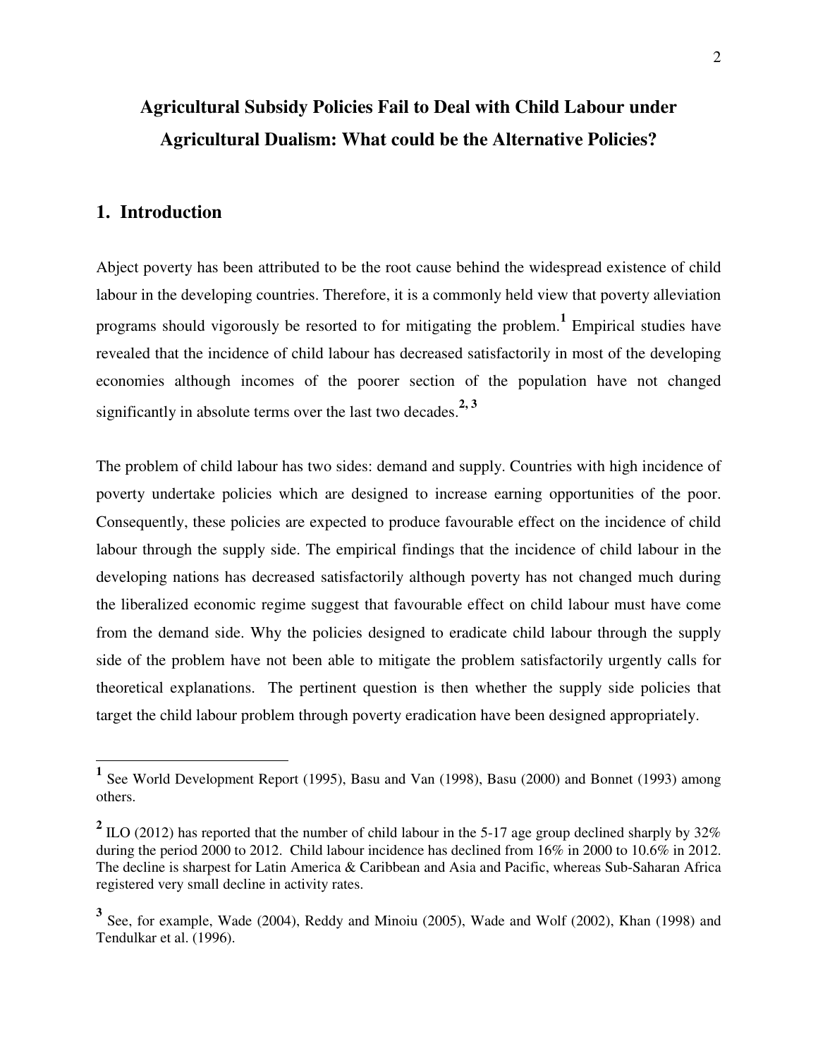# Agricultural Subsidy Policies Fail to Deal with Child Labour under Agricultural Dualism: What could be the Alternative Policies?

## 1. Introduction

Abject poverty has been attributed to be the root cause behind the widespread existence of child labour in the developing countries. Therefore, it is a commonly held view that poverty alleviation programs should vigorously be resorted to for mitigating the problem.[1] Empirical studies have revealed that the incidence of child labour has decreased satisfactorily in most of the developing economies although incomes of the poorer section of the population have not changed significantly in absolute terms over the last two decades.[2, 3]

The problem of child labour has two sides: demand and supply. Countries with high incidence of poverty undertake policies which are designed to increase earning opportunities of the poor. Consequently, these policies are expected to produce favourable effect on the incidence of child labour through the supply side. The empirical findings that the incidence of child labour in the developing nations has decreased satisfactorily although poverty has not changed much during the liberalized economic regime suggest that favourable effect on child labour must have come from the demand side. Why the policies designed to eradicate child labour through the supply side of the problem have not been able to mitigate the problem satisfactorily urgently calls for theoretical explanations. The pertinent question is then whether the supply side policies that target the child labour problem through poverty eradication have been designed appropriately.

---

[1] See World Development Report (1995), Basu and Van (1998), Basu (2000) and Bonnet (1993) among others.

[2] ILO (2012) has reported that the number of child labour in the 5-17 age group declined sharply by 32% during the period 2000 to 2012. Child labour incidence has declined from 16% in 2000 to 10.6% in 2012. The decline is sharpest for Latin America & Caribbean and Asia and Pacific, whereas Sub-Saharan Africa registered very small decline in activity rates.

[3] See, for example, Wade (2004), Reddy and Minoiu (2005), Wade and Wolf (2002), Khan (1998) and Tendulkar et al. (1996).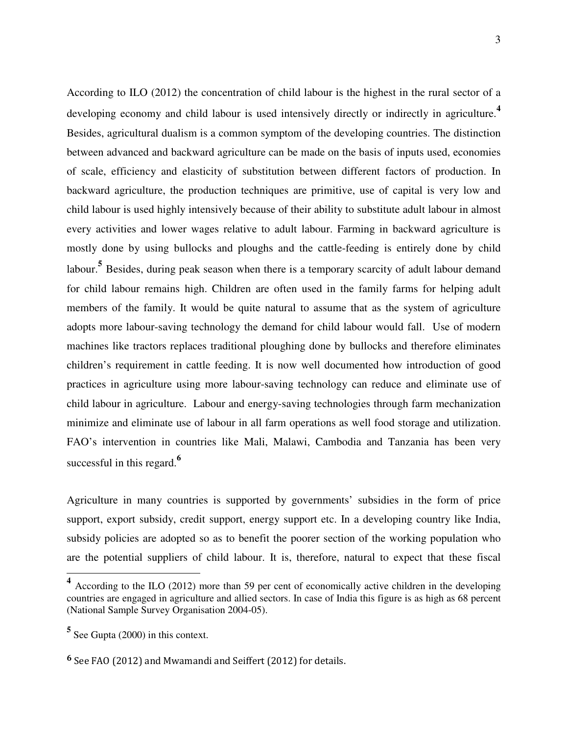According to ILO (2012) the concentration of child labour is the highest in the rural sector of a developing economy and child labour is used intensively directly or indirectly in agriculture.[4] Besides, agricultural dualism is a common symptom of the developing countries. The distinction between advanced and backward agriculture can be made on the basis of inputs used, economies of scale, efficiency and elasticity of substitution between different factors of production. In backward agriculture, the production techniques are primitive, use of capital is very low and child labour is used highly intensively because of their ability to substitute adult labour in almost every activities and lower wages relative to adult labour. Farming in backward agriculture is mostly done by using bullocks and ploughs and the cattle-feeding is entirely done by child labour.[5] Besides, during peak season when there is a temporary scarcity of adult labour demand for child labour remains high. Children are often used in the family farms for helping adult members of the family. It would be quite natural to assume that as the system of agriculture adopts more labour-saving technology the demand for child labour would fall. Use of modern machines like tractors replaces traditional ploughing done by bullocks and therefore eliminates children's requirement in cattle feeding. It is now well documented how introduction of good practices in agriculture using more labour-saving technology can reduce and eliminate use of child labour in agriculture. Labour and energy-saving technologies through farm mechanization minimize and eliminate use of labour in all farm operations as well food storage and utilization. FAO's intervention in countries like Mali, Malawi, Cambodia and Tanzania has been very successful in this regard.[6]

Agriculture in many countries is supported by governments' subsidies in the form of price support, export subsidy, credit support, energy support etc. In a developing country like India, subsidy policies are adopted so as to benefit the poorer section of the working population who are the potential suppliers of child labour. It is, therefore, natural to expect that these fiscal

---

[4] According to the ILO (2012) more than 59 per cent of economically active children in the developing countries are engaged in agriculture and allied sectors. In case of India this figure is as high as 68 percent (National Sample Survey Organisation 2004-05).

[5] See Gupta (2000) in this context.

[6] See FAO (2012) and Mwamandi and Seiffert (2012) for details.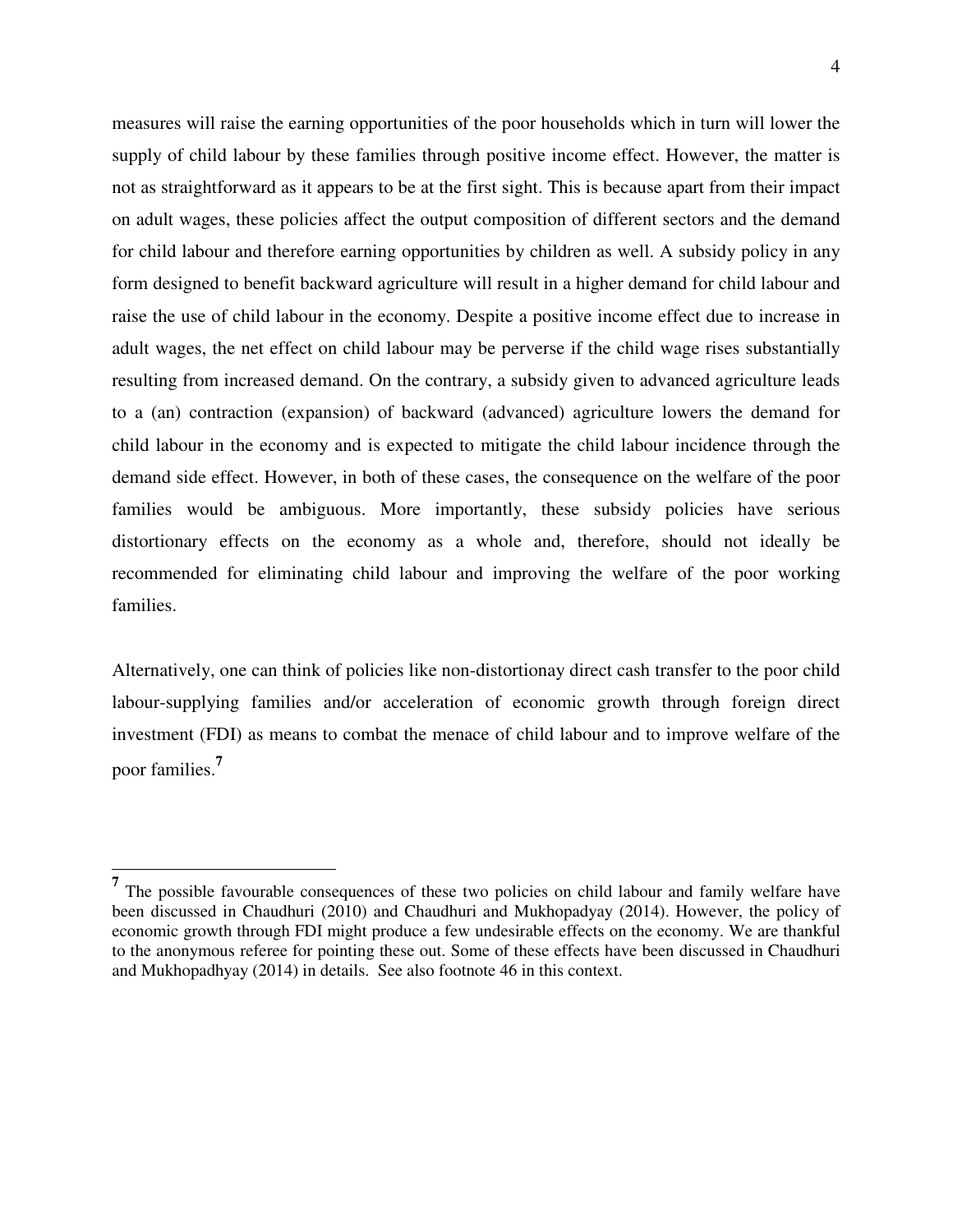measures will raise the earning opportunities of the poor households which in turn will lower the supply of child labour by these families through positive income effect. However, the matter is not as straightforward as it appears to be at the first sight. This is because apart from their impact on adult wages, these policies affect the output composition of different sectors and the demand for child labour and therefore earning opportunities by children as well. A subsidy policy in any form designed to benefit backward agriculture will result in a higher demand for child labour and raise the use of child labour in the economy. Despite a positive income effect due to increase in adult wages, the net effect on child labour may be perverse if the child wage rises substantially resulting from increased demand. On the contrary, a subsidy given to advanced agriculture leads to a (an) contraction (expansion) of backward (advanced) agriculture lowers the demand for child labour in the economy and is expected to mitigate the child labour incidence through the demand side effect. However, in both of these cases, the consequence on the welfare of the poor families would be ambiguous. More importantly, these subsidy policies have serious distortionary effects on the economy as a whole and, therefore, should not ideally be recommended for eliminating child labour and improving the welfare of the poor working families.

Alternatively, one can think of policies like non-distortionay direct cash transfer to the poor child labour-supplying families and/or acceleration of economic growth through foreign direct investment (FDI) as means to combat the menace of child labour and to improve welfare of the poor families.[7]

---

[7] The possible favourable consequences of these two policies on child labour and family welfare have been discussed in Chaudhuri (2010) and Chaudhuri and Mukhopadyay (2014). However, the policy of economic growth through FDI might produce a few undesirable effects on the economy. We are thankful to the anonymous referee for pointing these out. Some of these effects have been discussed in Chaudhuri and Mukhopadhyay (2014) in details. See also footnote 46 in this context.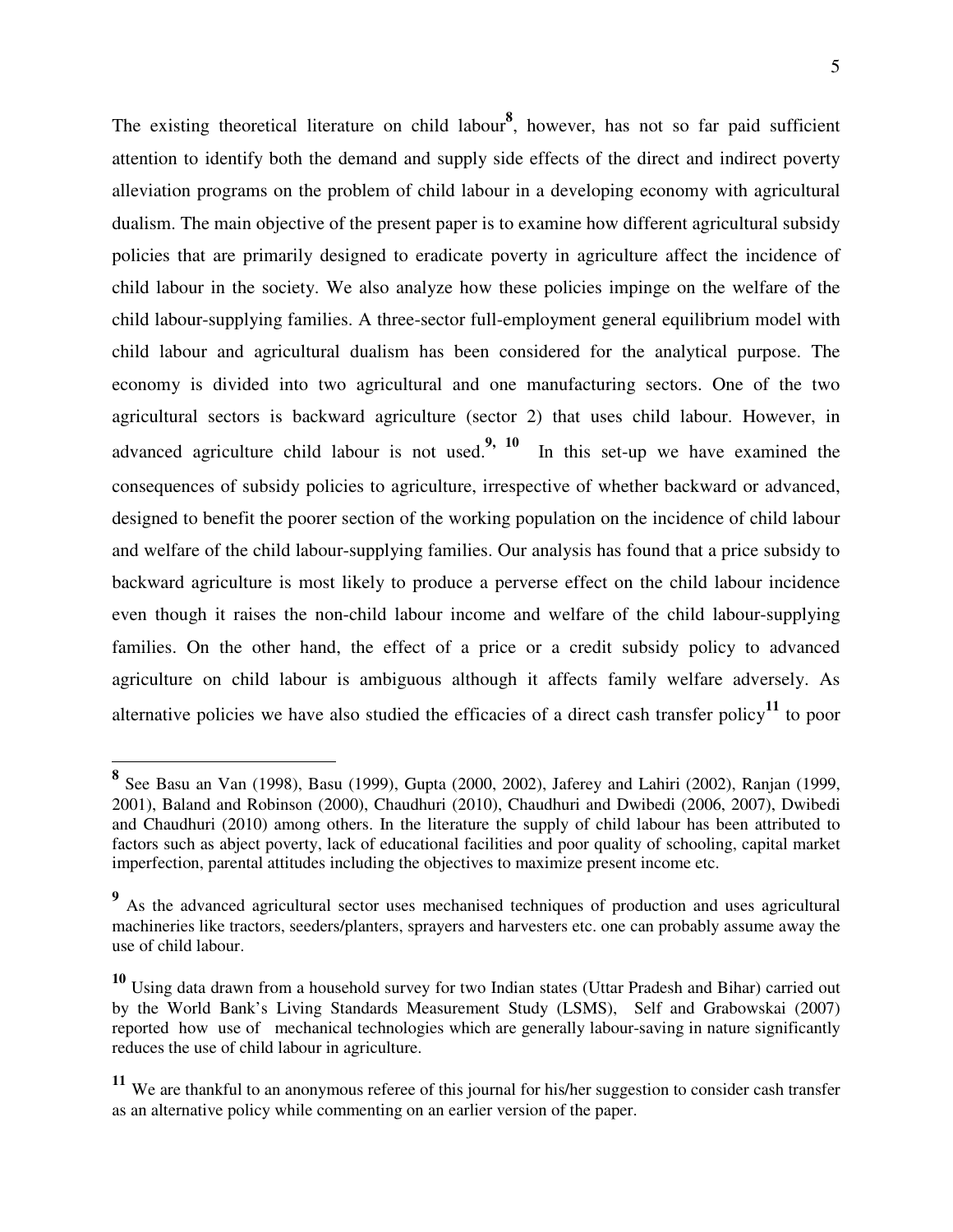The existing theoretical literature on child labour[8], however, has not so far paid sufficient attention to identify both the demand and supply side effects of the direct and indirect poverty alleviation programs on the problem of child labour in a developing economy with agricultural dualism. The main objective of the present paper is to examine how different agricultural subsidy policies that are primarily designed to eradicate poverty in agriculture affect the incidence of child labour in the society. We also analyze how these policies impinge on the welfare of the child labour-supplying families. A three-sector full-employment general equilibrium model with child labour and agricultural dualism has been considered for the analytical purpose. The economy is divided into two agricultural and one manufacturing sectors. One of the two agricultural sectors is backward agriculture (sector 2) that uses child labour. However, in advanced agriculture child labour is not used.[9, 10] In this set-up we have examined the consequences of subsidy policies to agriculture, irrespective of whether backward or advanced, designed to benefit the poorer section of the working population on the incidence of child labour and welfare of the child labour-supplying families. Our analysis has found that a price subsidy to backward agriculture is most likely to produce a perverse effect on the child labour incidence even though it raises the non-child labour income and welfare of the child labour-supplying families. On the other hand, the effect of a price or a credit subsidy policy to advanced agriculture on child labour is ambiguous although it affects family welfare adversely. As alternative policies we have also studied the efficacies of a direct cash transfer policy[11] to poor

---

[8] See Basu an Van (1998), Basu (1999), Gupta (2000, 2002), Jaferey and Lahiri (2002), Ranjan (1999, 2001), Baland and Robinson (2000), Chaudhuri (2010), Chaudhuri and Dwibedi (2006, 2007), Dwibedi and Chaudhuri (2010) among others. In the literature the supply of child labour has been attributed to factors such as abject poverty, lack of educational facilities and poor quality of schooling, capital market imperfection, parental attitudes including the objectives to maximize present income etc.

[9] As the advanced agricultural sector uses mechanised techniques of production and uses agricultural machineries like tractors, seeders/planters, sprayers and harvesters etc. one can probably assume away the use of child labour.

[10] Using data drawn from a household survey for two Indian states (Uttar Pradesh and Bihar) carried out by the World Bank's Living Standards Measurement Study (LSMS), Self and Grabowskai (2007) reported how use of mechanical technologies which are generally labour-saving in nature significantly reduces the use of child labour in agriculture.

[11] We are thankful to an anonymous referee of this journal for his/her suggestion to consider cash transfer as an alternative policy while commenting on an earlier version of the paper.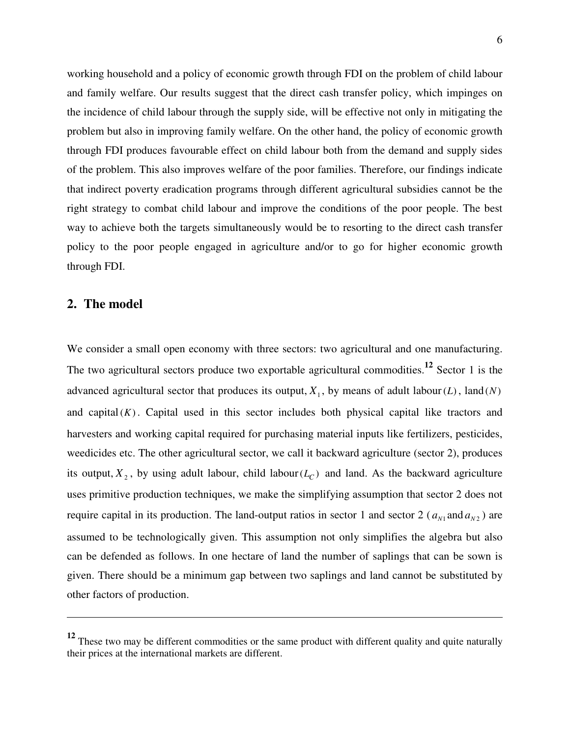working household and a policy of economic growth through FDI on the problem of child labour and family welfare. Our results suggest that the direct cash transfer policy, which impinges on the incidence of child labour through the supply side, will be effective not only in mitigating the problem but also in improving family welfare. On the other hand, the policy of economic growth through FDI produces favourable effect on child labour both from the demand and supply sides of the problem. This also improves welfare of the poor families. Therefore, our findings indicate that indirect poverty eradication programs through different agricultural subsidies cannot be the right strategy to combat child labour and improve the conditions of the poor people. The best way to achieve both the targets simultaneously would be to resorting to the direct cash transfer policy to the poor people engaged in agriculture and/or to go for higher economic growth through FDI.

## 2. The model

We consider a small open economy with three sectors: two agricultural and one manufacturing. The two agricultural sectors produce two exportable agricultural commodities.[12] Sector 1 is the advanced agricultural sector that produces its output, $X_1$, by means of adult labour $(L)$, land $(N)$ and capital $(K)$. Capital used in this sector includes both physical capital like tractors and harvesters and working capital required for purchasing material inputs like fertilizers, pesticides, weedicides etc. The other agricultural sector, we call it backward agriculture (sector 2), produces its output, $X_2$, by using adult labour, child labour $(L_C)$ and land. As the backward agriculture uses primitive production techniques, we make the simplifying assumption that sector 2 does not require capital in its production. The land-output ratios in sector 1 and sector 2 ($a_{N1}$ and $a_{N2}$) are assumed to be technologically given. This assumption not only simplifies the algebra but also can be defended as follows. In one hectare of land the number of saplings that can be sown is given. There should be a minimum gap between two saplings and land cannot be substituted by other factors of production.

---

[12] These two may be different commodities or the same product with different quality and quite naturally their prices at the international markets are different.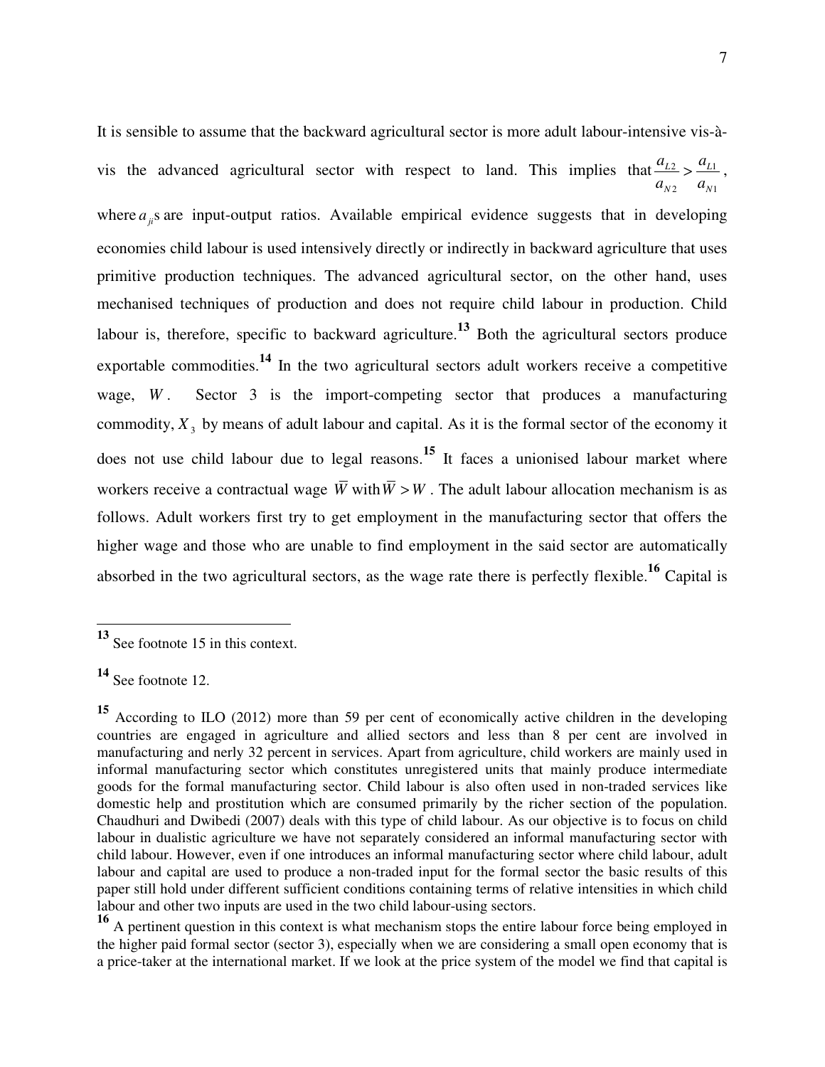It is sensible to assume that the backward agricultural sector is more adult labour-intensive vis-à-vis the advanced agricultural sector with respect to land. This implies that $\frac{a_{L2}}{a_{N2}} > \frac{a_{L1}}{a_{N1}}$, where $a_{ji}$s are input-output ratios. Available empirical evidence suggests that in developing economies child labour is used intensively directly or indirectly in backward agriculture that uses primitive production techniques. The advanced agricultural sector, on the other hand, uses mechanised techniques of production and does not require child labour in production. Child labour is, therefore, specific to backward agriculture.**[13]** Both the agricultural sectors produce exportable commodities.**[14]** In the two agricultural sectors adult workers receive a competitive wage, $W$. Sector 3 is the import-competing sector that produces a manufacturing commodity, $X_3$ by means of adult labour and capital. As it is the formal sector of the economy it does not use child labour due to legal reasons.**[15]** It faces a unionised labour market where workers receive a contractual wage $\bar{W}$ with $\bar{W} > W$. The adult labour allocation mechanism is as follows. Adult workers first try to get employment in the manufacturing sector that offers the higher wage and those who are unable to find employment in the said sector are automatically absorbed in the two agricultural sectors, as the wage rate there is perfectly flexible.**[16]** Capital is

---

**[13]** See footnote 15 in this context.

**[14]** See footnote 12.

**[15]** According to ILO (2012) more than 59 per cent of economically active children in the developing countries are engaged in agriculture and allied sectors and less than 8 per cent are involved in manufacturing and nerly 32 percent in services. Apart from agriculture, child workers are mainly used in informal manufacturing sector which constitutes unregistered units that mainly produce intermediate goods for the formal manufacturing sector. Child labour is also often used in non-traded services like domestic help and prostitution which are consumed primarily by the richer section of the population. Chaudhuri and Dwibedi (2007) deals with this type of child labour. As our objective is to focus on child labour in dualistic agriculture we have not separately considered an informal manufacturing sector with child labour. However, even if one introduces an informal manufacturing sector where child labour, adult labour and capital are used to produce a non-traded input for the formal sector the basic results of this paper still hold under different sufficient conditions containing terms of relative intensities in which child labour and other two inputs are used in the two child labour-using sectors.

**[16]** A pertinent question in this context is what mechanism stops the entire labour force being employed in the higher paid formal sector (sector 3), especially when we are considering a small open economy that is a price-taker at the international market. If we look at the price system of the model we find that capital is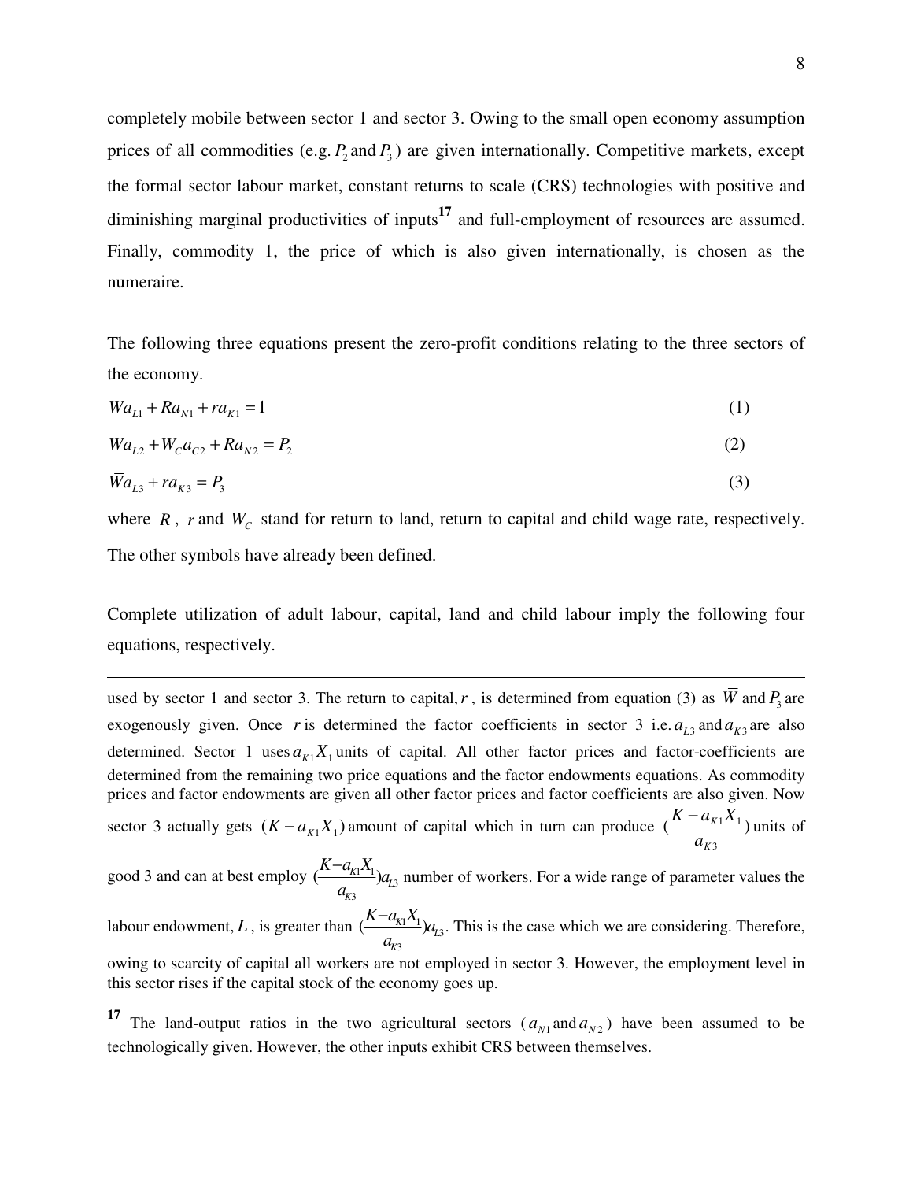completely mobile between sector 1 and sector 3. Owing to the small open economy assumption prices of all commodities (e.g. $P_2$ and $P_3$) are given internationally. Competitive markets, except the formal sector labour market, constant returns to scale (CRS) technologies with positive and diminishing marginal productivities of inputs[17] and full-employment of resources are assumed. Finally, commodity 1, the price of which is also given internationally, is chosen as the numeraire.

The following three equations present the zero-profit conditions relating to the three sectors of the economy.

$$Wa_{L1} + Ra_{N1} + ra_{K1} = 1 \tag{1}$$

$$Wa_{L2} + W_C a_{C2} + Ra_{N2} = P_2 \tag{2}$$

$$\bar{W}a_{L3} + ra_{K3} = P_3 \tag{3}$$

where $R$, $r$ and $W_C$ stand for return to land, return to capital and child wage rate, respectively. The other symbols have already been defined.

Complete utilization of adult labour, capital, land and child labour imply the following four equations, respectively.

---

used by sector 1 and sector 3. The return to capital, $r$, is determined from equation (3) as $\bar{W}$ and $P_3$ are exogenously given. Once $r$ is determined the factor coefficients in sector 3 i.e. $a_{L3}$ and $a_{K3}$ are also determined. Sector 1 uses $a_{K1}X_1$ units of capital. All other factor prices and factor-coefficients are determined from the remaining two price equations and the factor endowments equations. As commodity prices and factor endowments are given all other factor prices and factor coefficients are also given. Now sector 3 actually gets $(K - a_{K1}X_1)$ amount of capital which in turn can produce $(\frac{K - a_{K1}X_1}{a_{K3}})$ units of good 3 and can at best employ $(\frac{K - a_{K1}X_1}{a_{K3}})a_{L3}$ number of workers. For a wide range of parameter values the labour endowment, $L$, is greater than $(\frac{K - a_{K1}X_1}{a_{K3}})a_{L3}$. This is the case which we are considering. Therefore, owing to scarcity of capital all workers are not employed in sector 3. However, the employment level in this sector rises if the capital stock of the economy goes up.

[17] The land-output ratios in the two agricultural sectors ($a_{N1}$ and $a_{N2}$) have been assumed to be technologically given. However, the other inputs exhibit CRS between themselves.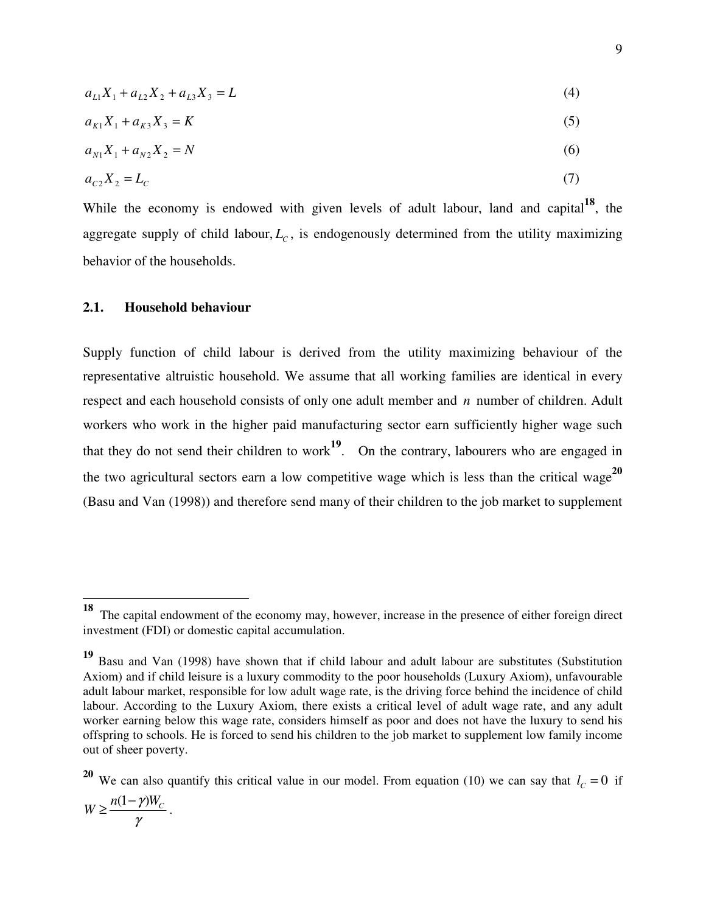$$a_{L1}X_1 + a_{L2}X_2 + a_{L3}X_3 = L \quad (4)$$

$$a_{K1}X_1 + a_{K3}X_3 = K \quad (5)$$

$$a_{N1}X_1 + a_{N2}X_2 = N \quad (6)$$

$$a_{C2}X_2 = L_C \quad (7)$$

While the economy is endowed with given levels of adult labour, land and capital[18], the aggregate supply of child labour, $L_C$, is endogenously determined from the utility maximizing behavior of the households.

## 2.1. Household behaviour

Supply function of child labour is derived from the utility maximizing behaviour of the representative altruistic household. We assume that all working families are identical in every respect and each household consists of only one adult member and $n$ number of children. Adult workers who work in the higher paid manufacturing sector earn sufficiently higher wage such that they do not send their children to work[19]. On the contrary, labourers who are engaged in the two agricultural sectors earn a low competitive wage which is less than the critical wage[20] (Basu and Van (1998)) and therefore send many of their children to the job market to supplement

---

[18] The capital endowment of the economy may, however, increase in the presence of either foreign direct investment (FDI) or domestic capital accumulation.

[19] Basu and Van (1998) have shown that if child labour and adult labour are substitutes (Substitution Axiom) and if child leisure is a luxury commodity to the poor households (Luxury Axiom), unfavourable adult labour market, responsible for low adult wage rate, is the driving force behind the incidence of child labour. According to the Luxury Axiom, there exists a critical level of adult wage rate, and any adult worker earning below this wage rate, considers himself as poor and does not have the luxury to send his offspring to schools. He is forced to send his children to the job market to supplement low family income out of sheer poverty.

[20] We can also quantify this critical value in our model. From equation (10) we can say that $l_C = 0$ if $W \geq \dfrac{n(1-\gamma)W_C}{\gamma}$.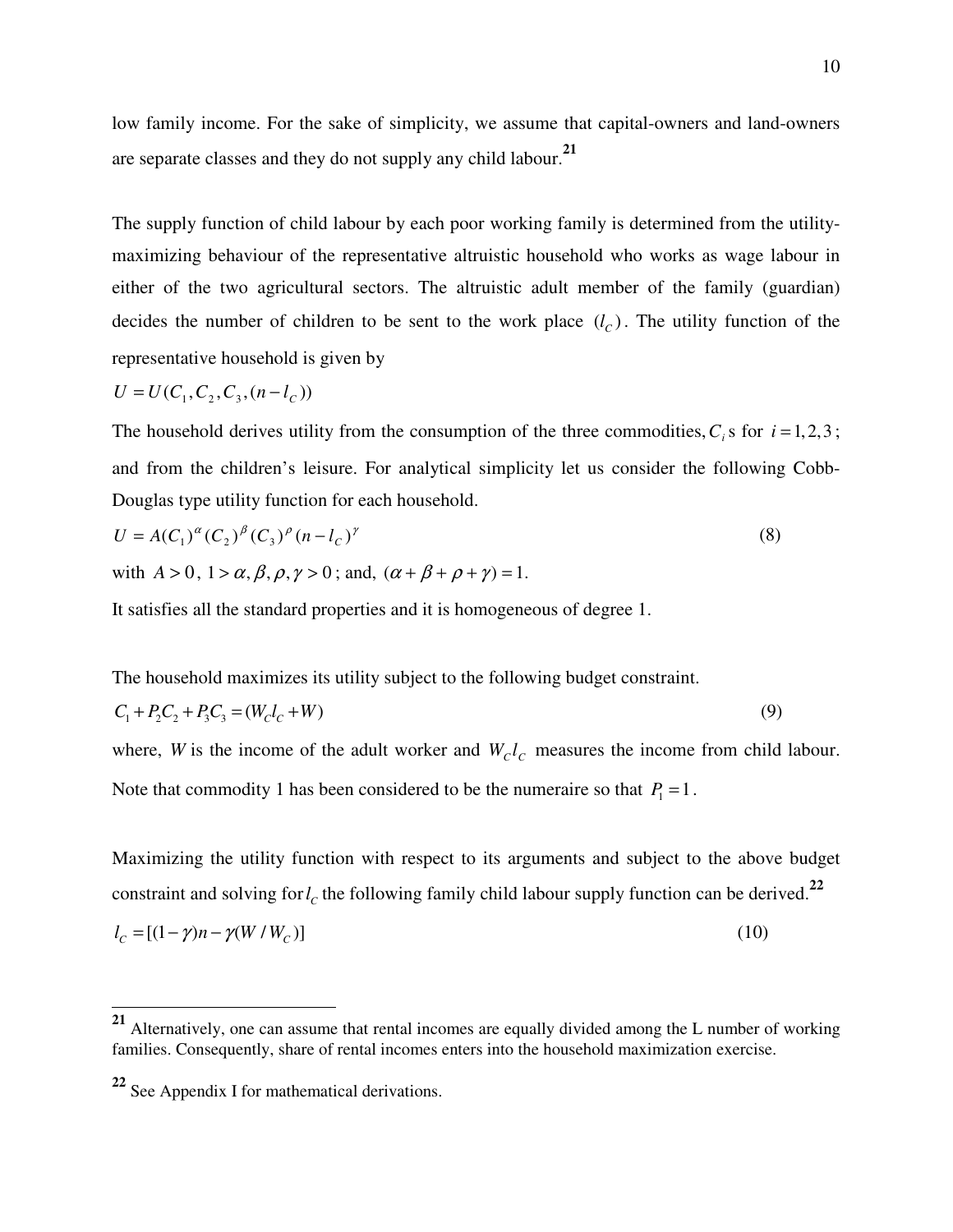low family income. For the sake of simplicity, we assume that capital-owners and land-owners are separate classes and they do not supply any child labour.[21]

The supply function of child labour by each poor working family is determined from the utility-maximizing behaviour of the representative altruistic household who works as wage labour in either of the two agricultural sectors. The altruistic adult member of the family (guardian) decides the number of children to be sent to the work place $(l_C)$. The utility function of the representative household is given by

$$U = U(C_1, C_2, C_3, (n - l_C))$$

The household derives utility from the consumption of the three commodities, $C_i$s for $i = 1, 2, 3$; and from the children's leisure. For analytical simplicity let us consider the following Cobb-Douglas type utility function for each household.

$$U = A(C_1)^{\alpha}(C_2)^{\beta}(C_3)^{\rho}(n - l_C)^{\gamma} \tag{8}$$

with $A > 0$, $1 > \alpha, \beta, \rho, \gamma > 0$; and, $(\alpha + \beta + \rho + \gamma) = 1$.

It satisfies all the standard properties and it is homogeneous of degree 1.

The household maximizes its utility subject to the following budget constraint.

$$C_1 + P_2 C_2 + P_3 C_3 = (W_C l_C + W) \tag{9}$$

where, $W$ is the income of the adult worker and $W_C l_C$ measures the income from child labour. Note that commodity 1 has been considered to be the numeraire so that $P_1 = 1$.

Maximizing the utility function with respect to its arguments and subject to the above budget constraint and solving for $l_C$ the following family child labour supply function can be derived.[22]

$$l_C = [(1 - \gamma)n - \gamma(W / W_C)] \tag{10}$$

---

[21] Alternatively, one can assume that rental incomes are equally divided among the L number of working families. Consequently, share of rental incomes enters into the household maximization exercise.

[22] See Appendix I for mathematical derivations.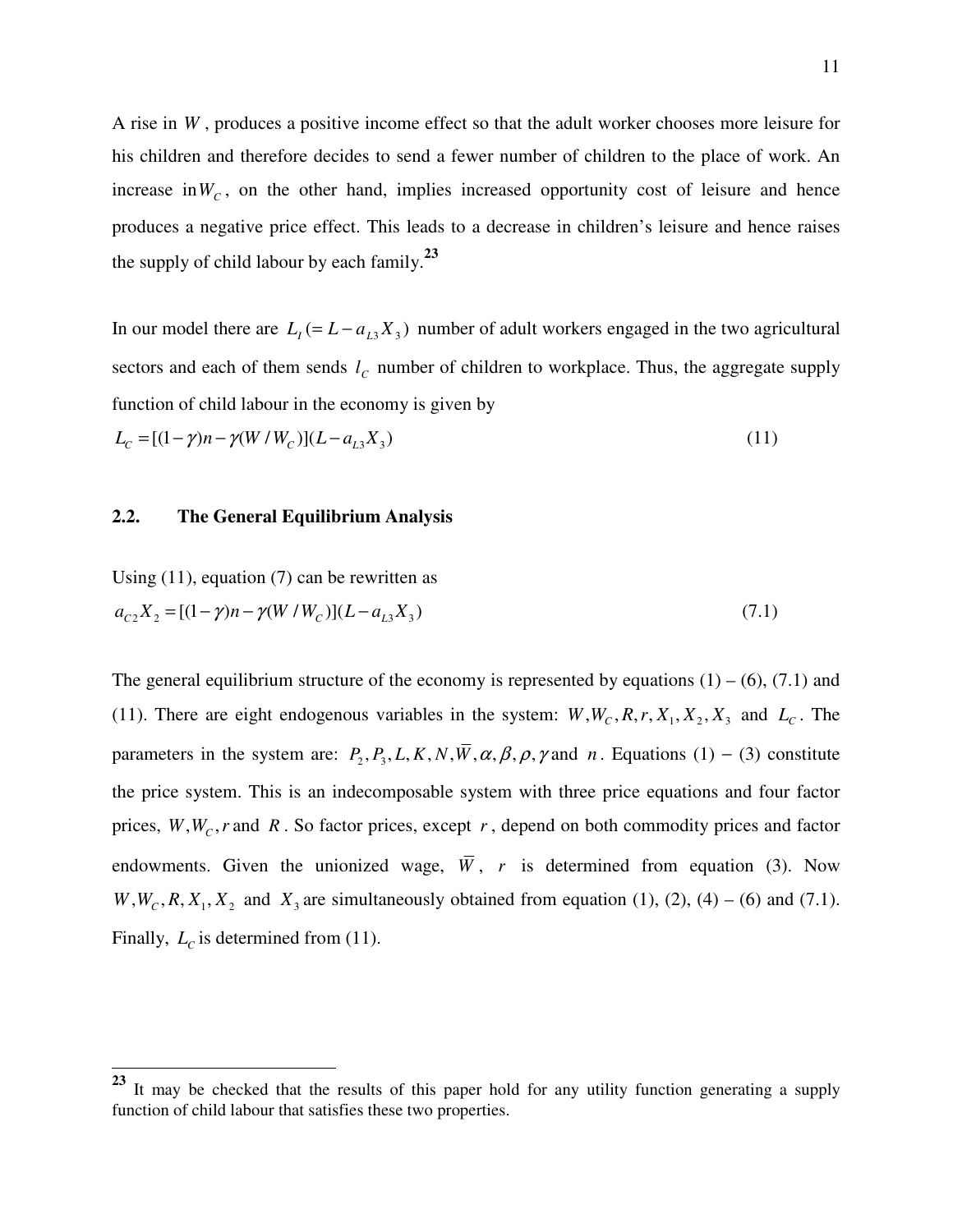A rise in $W$, produces a positive income effect so that the adult worker chooses more leisure for his children and therefore decides to send a fewer number of children to the place of work. An increase in $W_C$, on the other hand, implies increased opportunity cost of leisure and hence produces a negative price effect. This leads to a decrease in children's leisure and hence raises the supply of child labour by each family.[23]

In our model there are $L_I (= L - a_{L3}X_3)$ number of adult workers engaged in the two agricultural sectors and each of them sends $l_C$ number of children to workplace. Thus, the aggregate supply function of child labour in the economy is given by

$$L_C = [(1-\gamma)n - \gamma(W / W_C)](L - a_{L3}X_3) \tag{11}$$

## 2.2. The General Equilibrium Analysis

Using (11), equation (7) can be rewritten as

$$a_{C2}X_2 = [(1-\gamma)n - \gamma(W / W_C)](L - a_{L3}X_3) \tag{7.1}$$

The general equilibrium structure of the economy is represented by equations (1) – (6), (7.1) and (11). There are eight endogenous variables in the system: $W, W_C, R, r, X_1, X_2, X_3$ and $L_C$. The parameters in the system are: $P_2, P_3, L, K, N, \overline{W}, \alpha, \beta, \rho, \gamma$ and $n$. Equations (1) − (3) constitute the price system. This is an indecomposable system with three price equations and four factor prices, $W, W_C, r$ and $R$. So factor prices, except $r$, depend on both commodity prices and factor endowments. Given the unionized wage, $\overline{W}$, $r$ is determined from equation (3). Now $W, W_C, R, X_1, X_2$ and $X_3$ are simultaneously obtained from equation (1), (2), (4) – (6) and (7.1). Finally, $L_C$ is determined from (11).

[23] It may be checked that the results of this paper hold for any utility function generating a supply function of child labour that satisfies these two properties.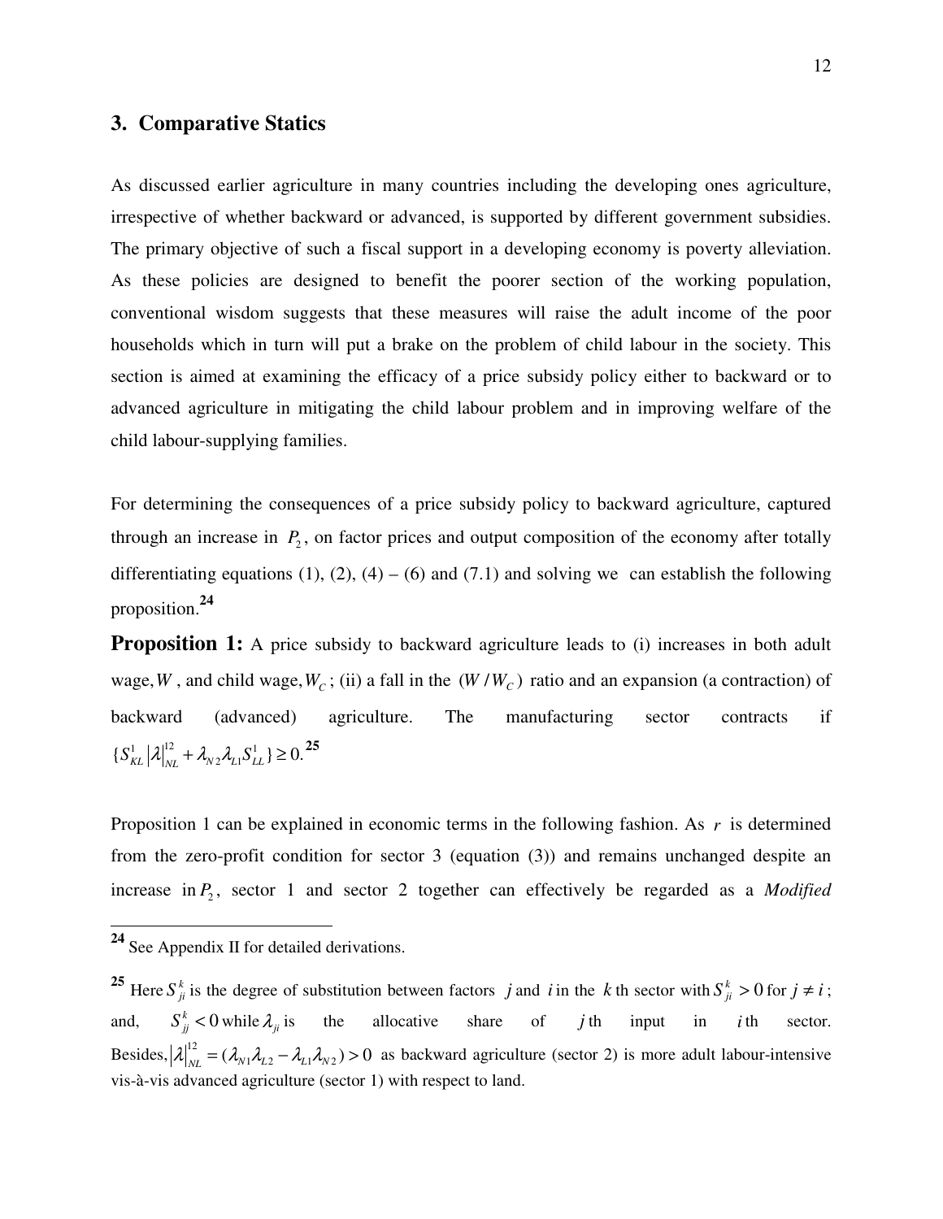## 3. Comparative Statics

As discussed earlier agriculture in many countries including the developing ones agriculture, irrespective of whether backward or advanced, is supported by different government subsidies. The primary objective of such a fiscal support in a developing economy is poverty alleviation. As these policies are designed to benefit the poorer section of the working population, conventional wisdom suggests that these measures will raise the adult income of the poor households which in turn will put a brake on the problem of child labour in the society. This section is aimed at examining the efficacy of a price subsidy policy either to backward or to advanced agriculture in mitigating the child labour problem and in improving welfare of the child labour-supplying families.

For determining the consequences of a price subsidy policy to backward agriculture, captured through an increase in $P_2$, on factor prices and output composition of the economy after totally differentiating equations (1), (2), (4) – (6) and (7.1) and solving we can establish the following proposition.[24]

**Proposition 1:** A price subsidy to backward agriculture leads to (i) increases in both adult wage, $W$, and child wage, $W_C$; (ii) a fall in the $(W / W_C)$ ratio and an expansion (a contraction) of backward (advanced) agriculture. The manufacturing sector contracts if $\{S_{KL}^1 \left|\lambda\right|_{NL}^{12} + \lambda_{N2}\lambda_{L1}S_{LL}^1\} \geq 0.$[25]

Proposition 1 can be explained in economic terms in the following fashion. As $r$ is determined from the zero-profit condition for sector 3 (equation (3)) and remains unchanged despite an increase in $P_2$, sector 1 and sector 2 together can effectively be regarded as a *Modified*

---

[24] See Appendix II for detailed derivations.

[25] Here $S_{ji}^k$ is the degree of substitution between factors $j$ and $i$ in the $k$th sector with $S_{ji}^k > 0$ for $j \neq i$; and, $S_{jj}^k < 0$ while $\lambda_{ji}$ is the allocative share of $j$th input in $i$th sector. Besides, $\left|\lambda\right|_{NL}^{12} = (\lambda_{N1}\lambda_{L2} - \lambda_{L1}\lambda_{N2}) > 0$ as backward agriculture (sector 2) is more adult labour-intensive vis-à-vis advanced agriculture (sector 1) with respect to land.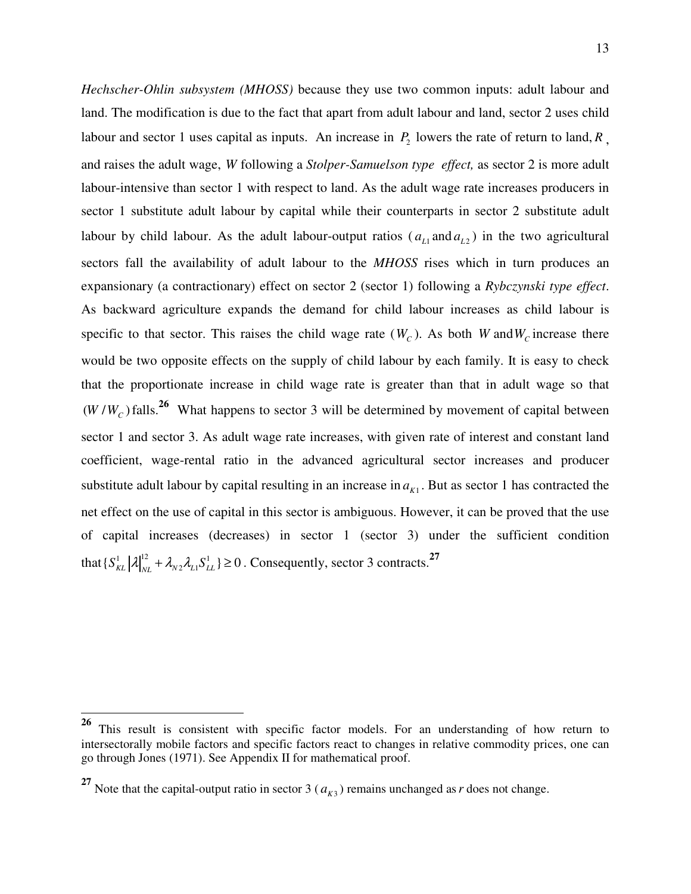*Hechscher-Ohlin subsystem (MHOSS)* because they use two common inputs: adult labour and land. The modification is due to the fact that apart from adult labour and land, sector 2 uses child labour and sector 1 uses capital as inputs. An increase in $P_2$ lowers the rate of return to land, $R$, and raises the adult wage, $W$ following a *Stolper-Samuelson type effect,* as sector 2 is more adult labour-intensive than sector 1 with respect to land. As the adult wage rate increases producers in sector 1 substitute adult labour by capital while their counterparts in sector 2 substitute adult labour by child labour. As the adult labour-output ratios ($a_{L1}$ and $a_{L2}$) in the two agricultural sectors fall the availability of adult labour to the *MHOSS* rises which in turn produces an expansionary (a contractionary) effect on sector 2 (sector 1) following a *Rybczynski type effect*. As backward agriculture expands the demand for child labour increases as child labour is specific to that sector. This raises the child wage rate ($W_C$). As both $W$ and $W_C$ increase there would be two opposite effects on the supply of child labour by each family. It is easy to check that the proportionate increase in child wage rate is greater than that in adult wage so that $(W/W_C)$ falls.[26] What happens to sector 3 will be determined by movement of capital between sector 1 and sector 3. As adult wage rate increases, with given rate of interest and constant land coefficient, wage-rental ratio in the advanced agricultural sector increases and producer substitute adult labour by capital resulting in an increase in $a_{K1}$. But as sector 1 has contracted the net effect on the use of capital in this sector is ambiguous. However, it can be proved that the use of capital increases (decreases) in sector 1 (sector 3) under the sufficient condition that $\{S_{KL}^1 |\lambda|_{NL}^{12} + \lambda_{N2}\lambda_{L1}S_{LL}^1\} \geq 0$. Consequently, sector 3 contracts.[27]

---

[26] This result is consistent with specific factor models. For an understanding of how return to intersectorally mobile factors and specific factors react to changes in relative commodity prices, one can go through Jones (1971). See Appendix II for mathematical proof.

[27] Note that the capital-output ratio in sector 3 ($a_{K3}$) remains unchanged as $r$ does not change.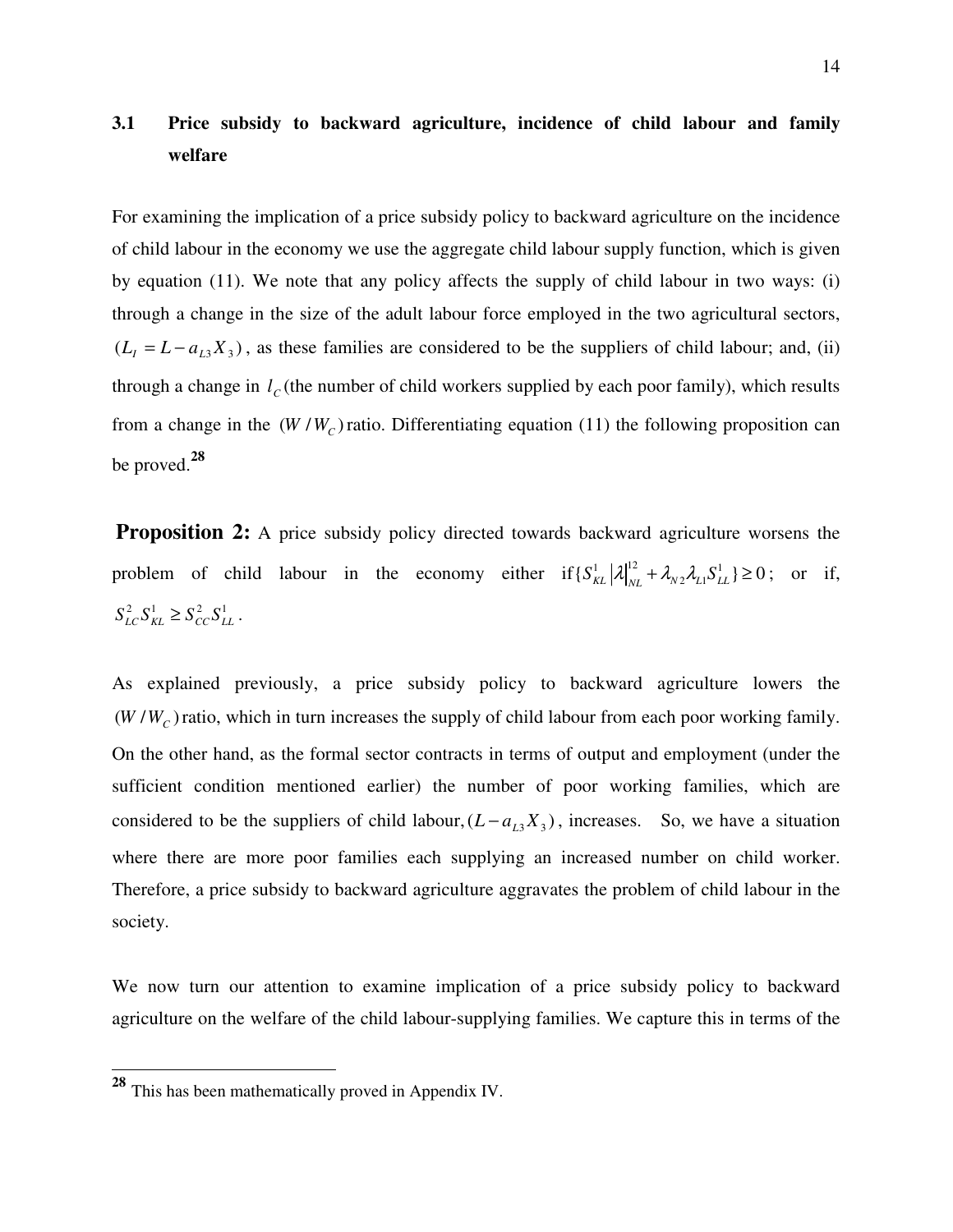### 3.1 Price subsidy to backward agriculture, incidence of child labour and family welfare

For examining the implication of a price subsidy policy to backward agriculture on the incidence of child labour in the economy we use the aggregate child labour supply function, which is given by equation (11). We note that any policy affects the supply of child labour in two ways: (i) through a change in the size of the adult labour force employed in the two agricultural sectors, $(L_I = L - a_{L3}X_3)$, as these families are considered to be the suppliers of child labour; and, (ii) through a change in $l_C$ (the number of child workers supplied by each poor family), which results from a change in the $(W/W_C)$ ratio. Differentiating equation (11) the following proposition can be proved.[28]

**Proposition 2:** A price subsidy policy directed towards backward agriculture worsens the problem of child labour in the economy either if $\{S_{KL}^1 |\lambda|_{NL}^{12} + \lambda_{N2}\lambda_{L1}S_{LL}^1\} \geq 0$; or if, $S_{LC}^2 S_{KL}^1 \geq S_{CC}^2 S_{LL}^1$.

As explained previously, a price subsidy policy to backward agriculture lowers the $(W/W_C)$ ratio, which in turn increases the supply of child labour from each poor working family. On the other hand, as the formal sector contracts in terms of output and employment (under the sufficient condition mentioned earlier) the number of poor working families, which are considered to be the suppliers of child labour, $(L - a_{L3}X_3)$, increases. So, we have a situation where there are more poor families each supplying an increased number on child worker. Therefore, a price subsidy to backward agriculture aggravates the problem of child labour in the society.

We now turn our attention to examine implication of a price subsidy policy to backward agriculture on the welfare of the child labour-supplying families. We capture this in terms of the

---

[28] This has been mathematically proved in Appendix IV.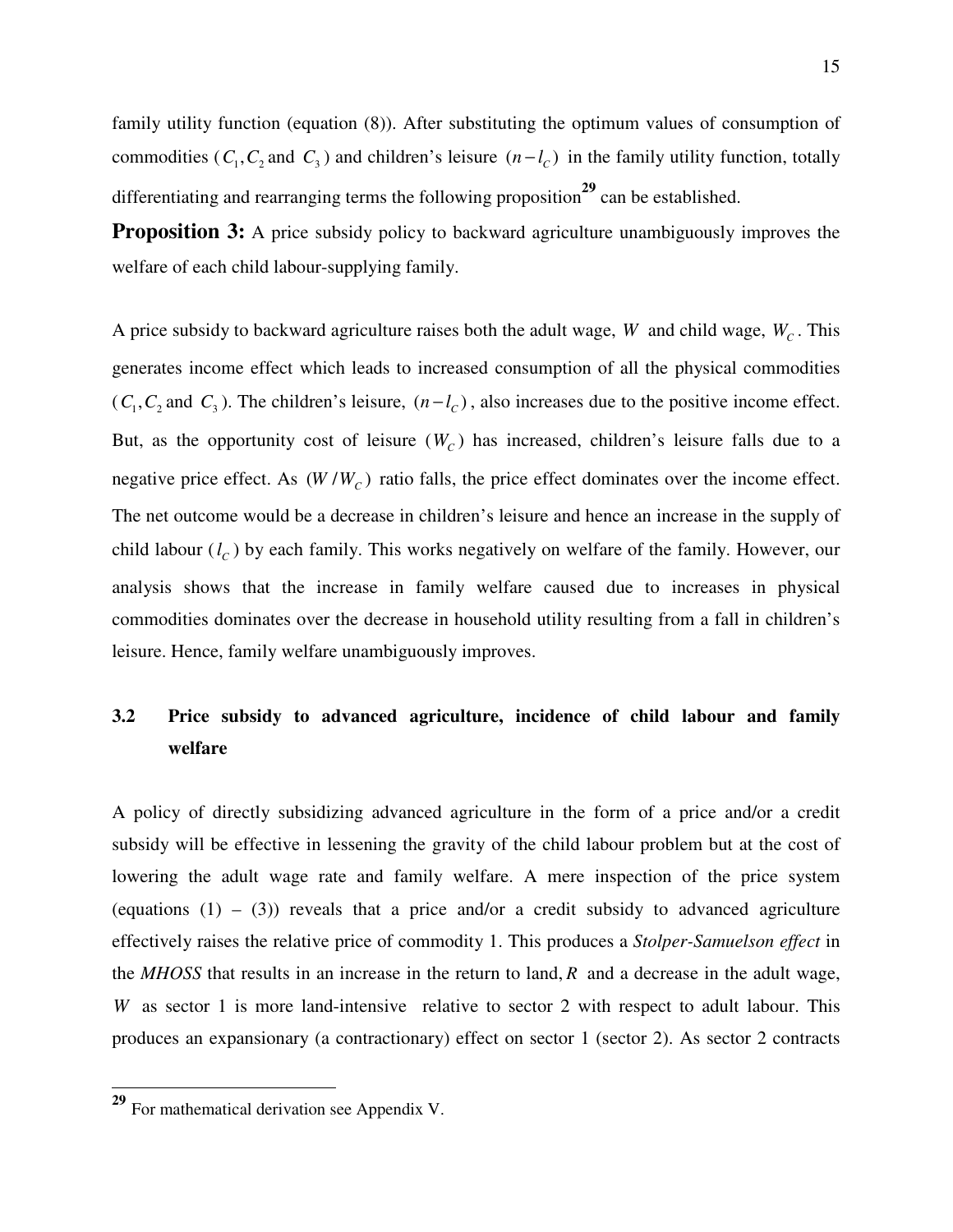family utility function (equation (8)). After substituting the optimum values of consumption of commodities ($C_1, C_2$ and $C_3$) and children's leisure $(n - l_C)$ in the family utility function, totally differentiating and rearranging terms the following proposition[29] can be established.

**Proposition 3:** A price subsidy policy to backward agriculture unambiguously improves the welfare of each child labour-supplying family.

A price subsidy to backward agriculture raises both the adult wage, $W$ and child wage, $W_C$. This generates income effect which leads to increased consumption of all the physical commodities ($C_1, C_2$ and $C_3$). The children's leisure, $(n - l_C)$, also increases due to the positive income effect. But, as the opportunity cost of leisure ($W_C$) has increased, children's leisure falls due to a negative price effect. As $(W / W_C)$ ratio falls, the price effect dominates over the income effect. The net outcome would be a decrease in children's leisure and hence an increase in the supply of child labour ($l_C$) by each family. This works negatively on welfare of the family. However, our analysis shows that the increase in family welfare caused due to increases in physical commodities dominates over the decrease in household utility resulting from a fall in children's leisure. Hence, family welfare unambiguously improves.

### 3.2 Price subsidy to advanced agriculture, incidence of child labour and family welfare

A policy of directly subsidizing advanced agriculture in the form of a price and/or a credit subsidy will be effective in lessening the gravity of the child labour problem but at the cost of lowering the adult wage rate and family welfare. A mere inspection of the price system (equations (1) – (3)) reveals that a price and/or a credit subsidy to advanced agriculture effectively raises the relative price of commodity 1. This produces a *Stolper-Samuelson effect* in the *MHOSS* that results in an increase in the return to land, $R$ and a decrease in the adult wage, $W$ as sector 1 is more land-intensive relative to sector 2 with respect to adult labour. This produces an expansionary (a contractionary) effect on sector 1 (sector 2). As sector 2 contracts

---

[29] For mathematical derivation see Appendix V.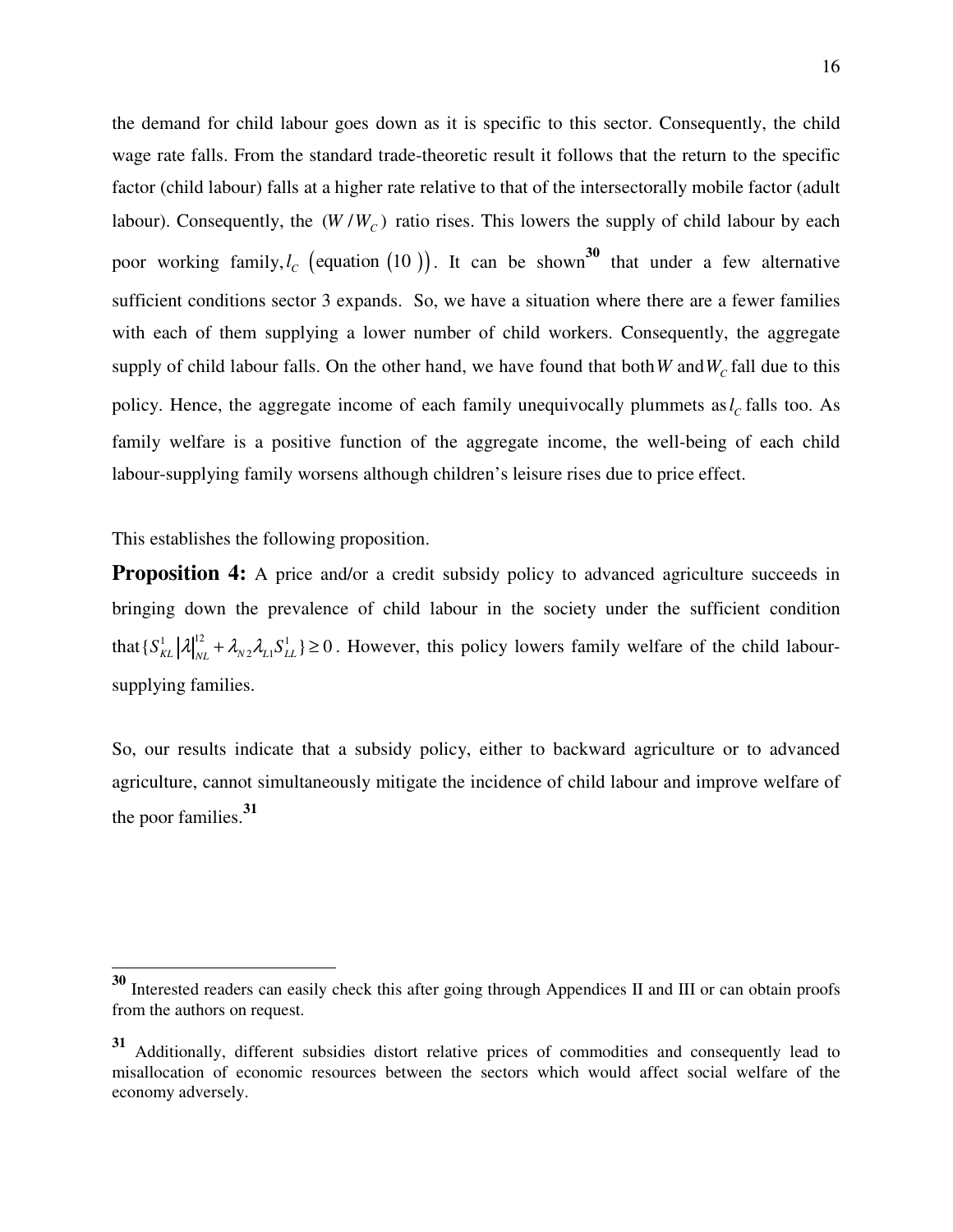the demand for child labour goes down as it is specific to this sector. Consequently, the child wage rate falls. From the standard trade-theoretic result it follows that the return to the specific factor (child labour) falls at a higher rate relative to that of the intersectorally mobile factor (adult labour). Consequently, the $(W/W_C)$ ratio rises. This lowers the supply of child labour by each poor working family, $l_C$ (equation (10)). It can be shown[30] that under a few alternative sufficient conditions sector 3 expands. So, we have a situation where there are a fewer families with each of them supplying a lower number of child workers. Consequently, the aggregate supply of child labour falls. On the other hand, we have found that both $W$ and $W_C$ fall due to this policy. Hence, the aggregate income of each family unequivocally plummets as $l_C$ falls too. As family welfare is a positive function of the aggregate income, the well-being of each child labour-supplying family worsens although children's leisure rises due to price effect.

This establishes the following proposition.

**Proposition 4:** A price and/or a credit subsidy policy to advanced agriculture succeeds in bringing down the prevalence of child labour in the society under the sufficient condition that $\{S_{KL}^{1} |\lambda|_{NL}^{12} + \lambda_{N2}\lambda_{L1}S_{LL}^{1}\} \geq 0$. However, this policy lowers family welfare of the child labour-supplying families.

So, our results indicate that a subsidy policy, either to backward agriculture or to advanced agriculture, cannot simultaneously mitigate the incidence of child labour and improve welfare of the poor families.[31]

---

[30] Interested readers can easily check this after going through Appendices II and III or can obtain proofs from the authors on request.

[31] Additionally, different subsidies distort relative prices of commodities and consequently lead to misallocation of economic resources between the sectors which would affect social welfare of the economy adversely.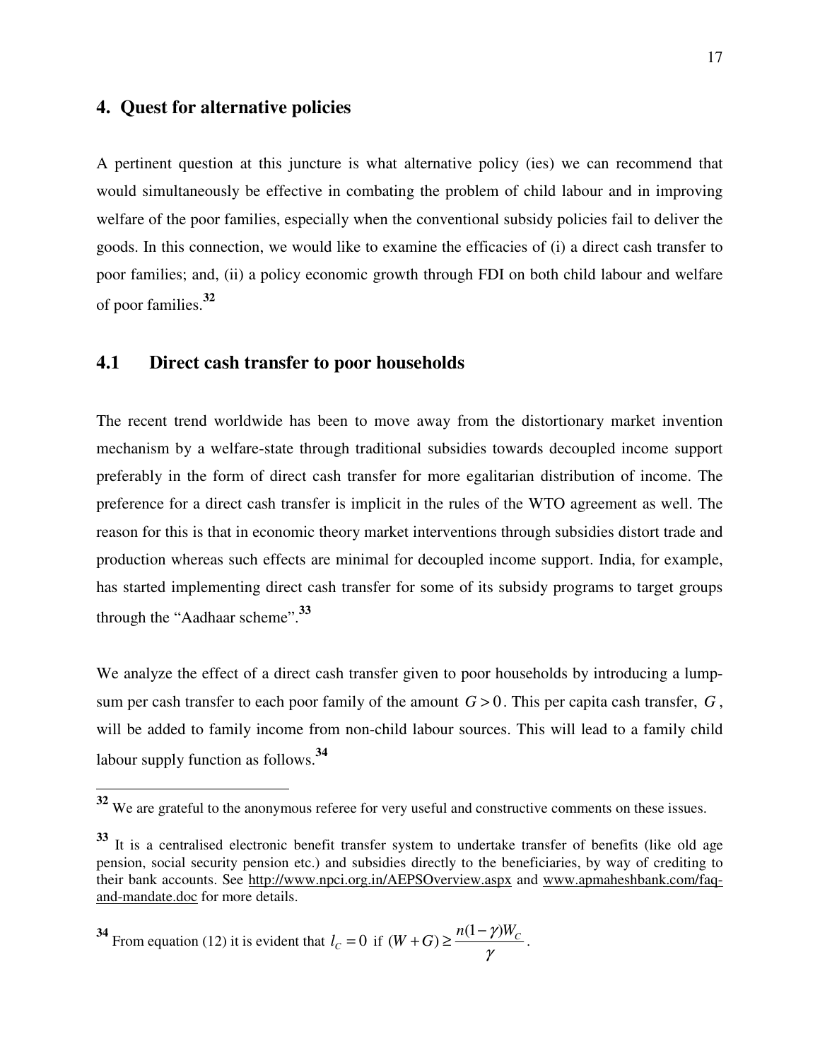## 4. Quest for alternative policies

A pertinent question at this juncture is what alternative policy (ies) we can recommend that would simultaneously be effective in combating the problem of child labour and in improving welfare of the poor families, especially when the conventional subsidy policies fail to deliver the goods. In this connection, we would like to examine the efficacies of (i) a direct cash transfer to poor families; and, (ii) a policy economic growth through FDI on both child labour and welfare of poor families.[32]

### 4.1 Direct cash transfer to poor households

The recent trend worldwide has been to move away from the distortionary market invention mechanism by a welfare-state through traditional subsidies towards decoupled income support preferably in the form of direct cash transfer for more egalitarian distribution of income. The preference for a direct cash transfer is implicit in the rules of the WTO agreement as well. The reason for this is that in economic theory market interventions through subsidies distort trade and production whereas such effects are minimal for decoupled income support. India, for example, has started implementing direct cash transfer for some of its subsidy programs to target groups through the "Aadhaar scheme".[33]

We analyze the effect of a direct cash transfer given to poor households by introducing a lump-sum per cash transfer to each poor family of the amount $G > 0$. This per capita cash transfer, $G$, will be added to family income from non-child labour sources. This will lead to a family child labour supply function as follows.[34]

---

[32] We are grateful to the anonymous referee for very useful and constructive comments on these issues.

[33] It is a centralised electronic benefit transfer system to undertake transfer of benefits (like old age pension, social security pension etc.) and subsidies directly to the beneficiaries, by way of crediting to their bank accounts. See http://www.npci.org.in/AEPSOverview.aspx and www.apmaheshbank.com/faq-and-mandate.doc for more details.

[34] From equation (12) it is evident that $l_C = 0$ if $(W + G) \geq \frac{n(1-\gamma)W_C}{\gamma}$.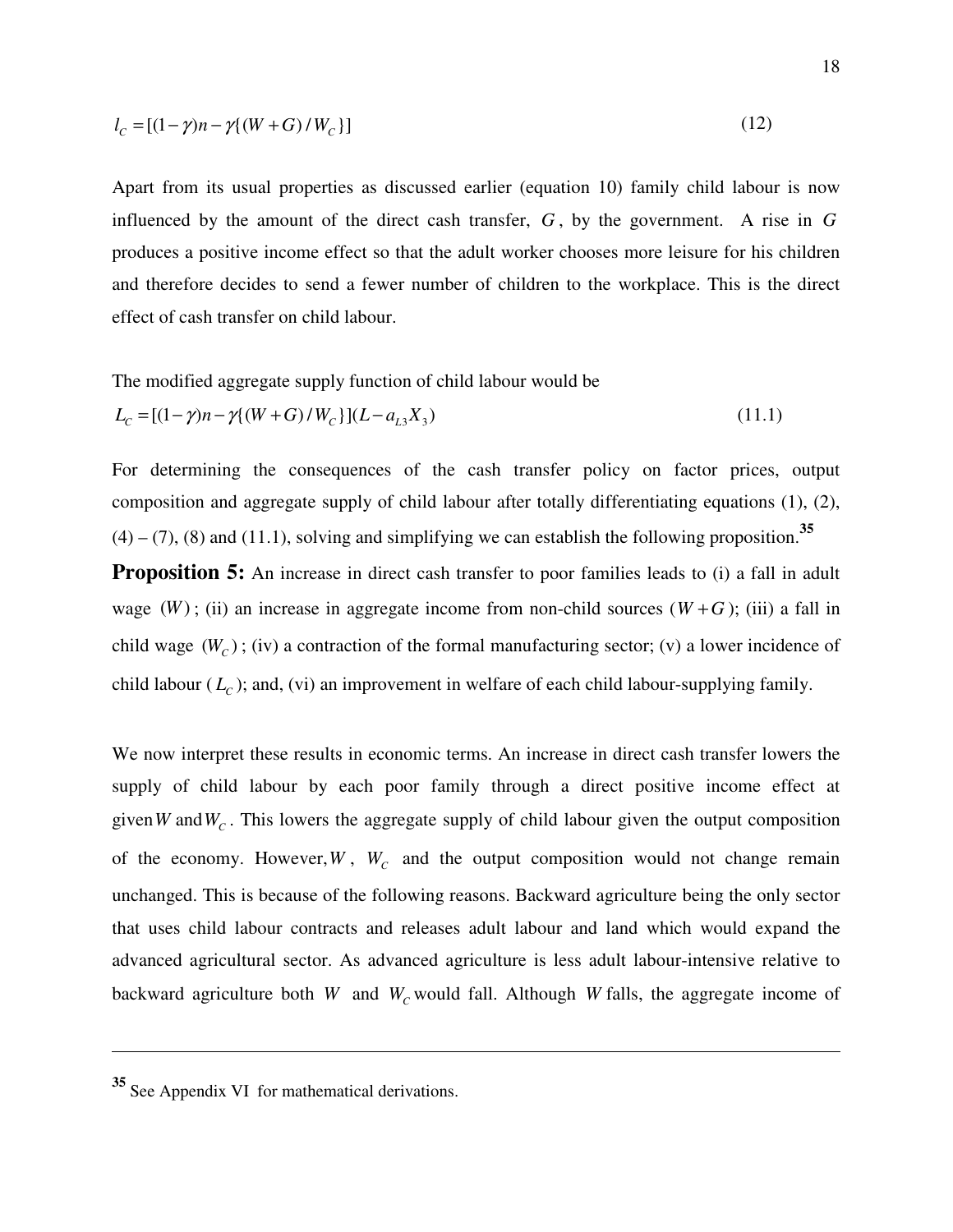$$l_C = [(1-\gamma)n - \gamma\{(W+G)/W_C\}] \tag{12}$$

Apart from its usual properties as discussed earlier (equation 10) family child labour is now influenced by the amount of the direct cash transfer, $G$, by the government. A rise in $G$ produces a positive income effect so that the adult worker chooses more leisure for his children and therefore decides to send a fewer number of children to the workplace. This is the direct effect of cash transfer on child labour.

The modified aggregate supply function of child labour would be

$$L_C = [(1-\gamma)n - \gamma\{(W+G)/W_C\}](L - a_{L3}X_3) \tag{11.1}$$

For determining the consequences of the cash transfer policy on factor prices, output composition and aggregate supply of child labour after totally differentiating equations (1), (2), (4) – (7), (8) and (11.1), solving and simplifying we can establish the following proposition.[35]

**Proposition 5:** An increase in direct cash transfer to poor families leads to (i) a fall in adult wage $(W)$; (ii) an increase in aggregate income from non-child sources ($W+G$); (iii) a fall in child wage $(W_C)$; (iv) a contraction of the formal manufacturing sector; (v) a lower incidence of child labour ($L_C$); and, (vi) an improvement in welfare of each child labour-supplying family.

We now interpret these results in economic terms. An increase in direct cash transfer lowers the supply of child labour by each poor family through a direct positive income effect at given $W$ and $W_C$. This lowers the aggregate supply of child labour given the output composition of the economy. However, $W$, $W_C$ and the output composition would not change remain unchanged. This is because of the following reasons. Backward agriculture being the only sector that uses child labour contracts and releases adult labour and land which would expand the advanced agricultural sector. As advanced agriculture is less adult labour-intensive relative to backward agriculture both $W$ and $W_C$ would fall. Although $W$ falls, the aggregate income of

[35] See Appendix VI for mathematical derivations.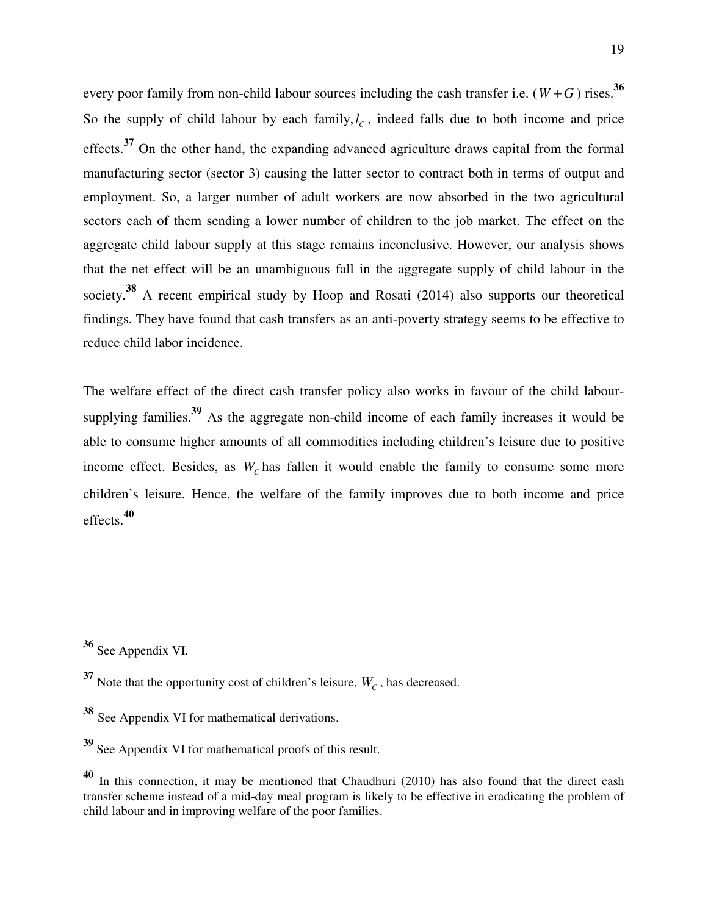every poor family from non-child labour sources including the cash transfer i.e. $(W+G)$ rises.[36] So the supply of child labour by each family, $l_C$, indeed falls due to both income and price effects.[37] On the other hand, the expanding advanced agriculture draws capital from the formal manufacturing sector (sector 3) causing the latter sector to contract both in terms of output and employment. So, a larger number of adult workers are now absorbed in the two agricultural sectors each of them sending a lower number of children to the job market. The effect on the aggregate child labour supply at this stage remains inconclusive. However, our analysis shows that the net effect will be an unambiguous fall in the aggregate supply of child labour in the society.[38] A recent empirical study by Hoop and Rosati (2014) also supports our theoretical findings. They have found that cash transfers as an anti-poverty strategy seems to be effective to reduce child labor incidence.

The welfare effect of the direct cash transfer policy also works in favour of the child labour-supplying families.[39] As the aggregate non-child income of each family increases it would be able to consume higher amounts of all commodities including children's leisure due to positive income effect. Besides, as $W_C$ has fallen it would enable the family to consume some more children's leisure. Hence, the welfare of the family improves due to both income and price effects.[40]

---

[36] See Appendix VI.

[37] Note that the opportunity cost of children's leisure, $W_C$, has decreased.

[38] See Appendix VI for mathematical derivations.

[39] See Appendix VI for mathematical proofs of this result.

[40] In this connection, it may be mentioned that Chaudhuri (2010) has also found that the direct cash transfer scheme instead of a mid-day meal program is likely to be effective in eradicating the problem of child labour and in improving welfare of the poor families.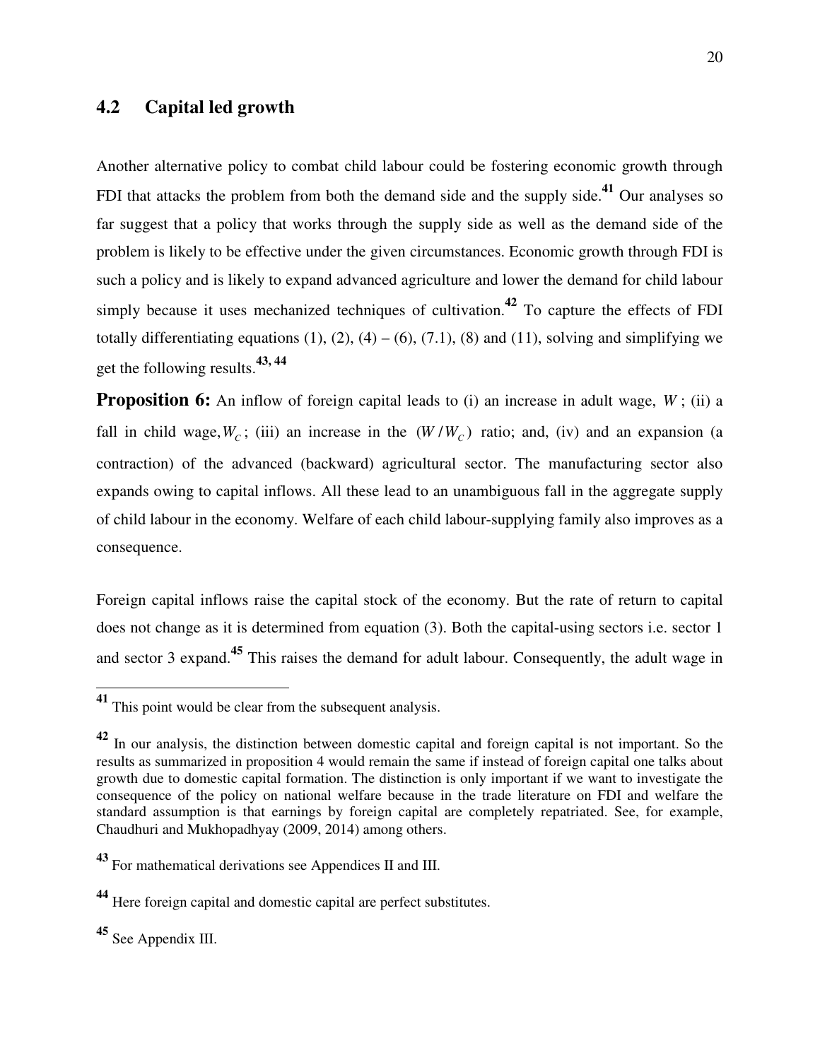## 4.2 Capital led growth

Another alternative policy to combat child labour could be fostering economic growth through FDI that attacks the problem from both the demand side and the supply side.[41] Our analyses so far suggest that a policy that works through the supply side as well as the demand side of the problem is likely to be effective under the given circumstances. Economic growth through FDI is such a policy and is likely to expand advanced agriculture and lower the demand for child labour simply because it uses mechanized techniques of cultivation.[42] To capture the effects of FDI totally differentiating equations (1), (2), (4) – (6), (7.1), (8) and (11), solving and simplifying we get the following results.[43, 44]

**Proposition 6:** An inflow of foreign capital leads to (i) an increase in adult wage, $W$; (ii) a fall in child wage, $W_C$; (iii) an increase in the $(W/W_C)$ ratio; and, (iv) and an expansion (a contraction) of the advanced (backward) agricultural sector. The manufacturing sector also expands owing to capital inflows. All these lead to an unambiguous fall in the aggregate supply of child labour in the economy. Welfare of each child labour-supplying family also improves as a consequence.

Foreign capital inflows raise the capital stock of the economy. But the rate of return to capital does not change as it is determined from equation (3). Both the capital-using sectors i.e. sector 1 and sector 3 expand.[45] This raises the demand for adult labour. Consequently, the adult wage in

---

[41] This point would be clear from the subsequent analysis.

[42] In our analysis, the distinction between domestic capital and foreign capital is not important. So the results as summarized in proposition 4 would remain the same if instead of foreign capital one talks about growth due to domestic capital formation. The distinction is only important if we want to investigate the consequence of the policy on national welfare because in the trade literature on FDI and welfare the standard assumption is that earnings by foreign capital are completely repatriated. See, for example, Chaudhuri and Mukhopadhyay (2009, 2014) among others.

[43] For mathematical derivations see Appendices II and III.

[44] Here foreign capital and domestic capital are perfect substitutes.

[45] See Appendix III.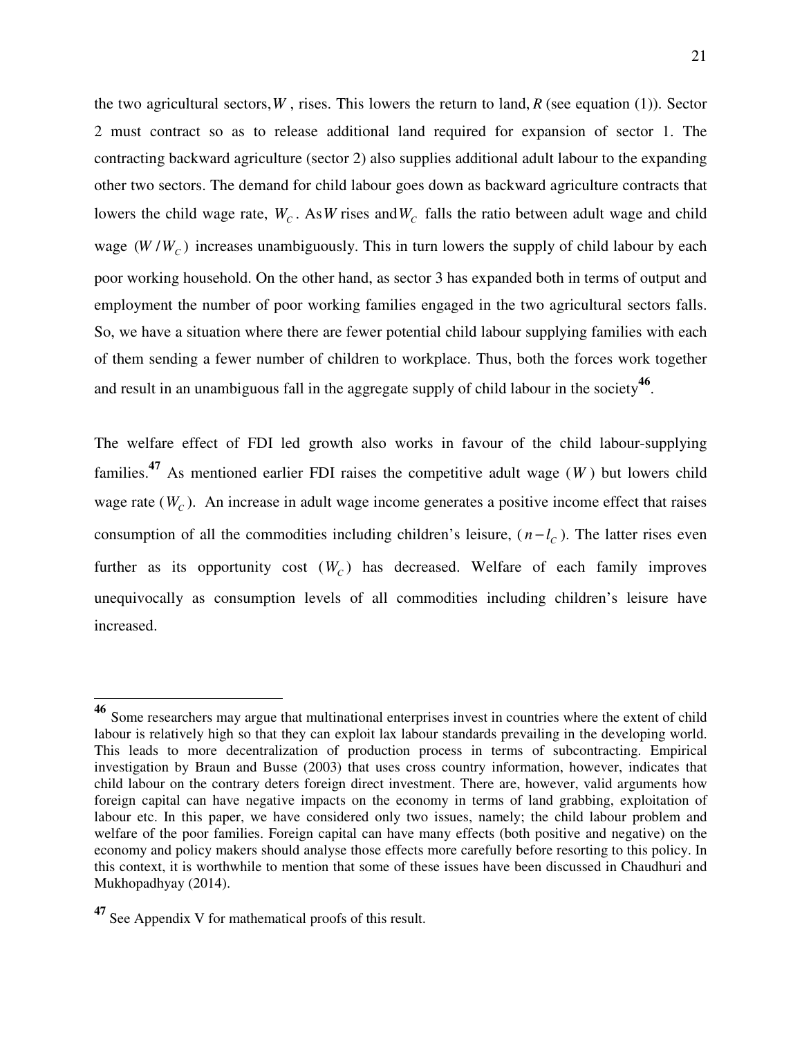the two agricultural sectors, $W$ , rises. This lowers the return to land, $R$ (see equation (1)). Sector 2 must contract so as to release additional land required for expansion of sector 1. The contracting backward agriculture (sector 2) also supplies additional adult labour to the expanding other two sectors. The demand for child labour goes down as backward agriculture contracts that lowers the child wage rate, $W_C$. As $W$ rises and $W_C$ falls the ratio between adult wage and child wage $(W/W_C)$ increases unambiguously. This in turn lowers the supply of child labour by each poor working household. On the other hand, as sector 3 has expanded both in terms of output and employment the number of poor working families engaged in the two agricultural sectors falls. So, we have a situation where there are fewer potential child labour supplying families with each of them sending a fewer number of children to workplace. Thus, both the forces work together and result in an unambiguous fall in the aggregate supply of child labour in the society[46].

The welfare effect of FDI led growth also works in favour of the child labour-supplying families.[47] As mentioned earlier FDI raises the competitive adult wage ($W$) but lowers child wage rate ($W_C$). An increase in adult wage income generates a positive income effect that raises consumption of all the commodities including children's leisure, $(n - l_C)$. The latter rises even further as its opportunity cost ($W_C$) has decreased. Welfare of each family improves unequivocally as consumption levels of all commodities including children's leisure have increased.

---

[46] Some researchers may argue that multinational enterprises invest in countries where the extent of child labour is relatively high so that they can exploit lax labour standards prevailing in the developing world. This leads to more decentralization of production process in terms of subcontracting. Empirical investigation by Braun and Busse (2003) that uses cross country information, however, indicates that child labour on the contrary deters foreign direct investment. There are, however, valid arguments how foreign capital can have negative impacts on the economy in terms of land grabbing, exploitation of labour etc. In this paper, we have considered only two issues, namely; the child labour problem and welfare of the poor families. Foreign capital can have many effects (both positive and negative) on the economy and policy makers should analyse those effects more carefully before resorting to this policy. In this context, it is worthwhile to mention that some of these issues have been discussed in Chaudhuri and Mukhopadhyay (2014).

[47] See Appendix V for mathematical proofs of this result.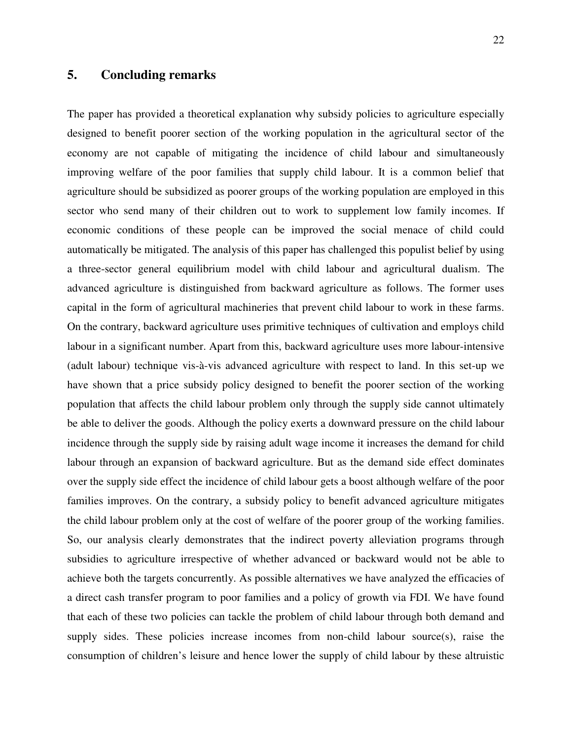## 5. Concluding remarks

The paper has provided a theoretical explanation why subsidy policies to agriculture especially designed to benefit poorer section of the working population in the agricultural sector of the economy are not capable of mitigating the incidence of child labour and simultaneously improving welfare of the poor families that supply child labour. It is a common belief that agriculture should be subsidized as poorer groups of the working population are employed in this sector who send many of their children out to work to supplement low family incomes. If economic conditions of these people can be improved the social menace of child could automatically be mitigated. The analysis of this paper has challenged this populist belief by using a three-sector general equilibrium model with child labour and agricultural dualism. The advanced agriculture is distinguished from backward agriculture as follows. The former uses capital in the form of agricultural machineries that prevent child labour to work in these farms. On the contrary, backward agriculture uses primitive techniques of cultivation and employs child labour in a significant number. Apart from this, backward agriculture uses more labour-intensive (adult labour) technique vis-à-vis advanced agriculture with respect to land. In this set-up we have shown that a price subsidy policy designed to benefit the poorer section of the working population that affects the child labour problem only through the supply side cannot ultimately be able to deliver the goods. Although the policy exerts a downward pressure on the child labour incidence through the supply side by raising adult wage income it increases the demand for child labour through an expansion of backward agriculture. But as the demand side effect dominates over the supply side effect the incidence of child labour gets a boost although welfare of the poor families improves. On the contrary, a subsidy policy to benefit advanced agriculture mitigates the child labour problem only at the cost of welfare of the poorer group of the working families. So, our analysis clearly demonstrates that the indirect poverty alleviation programs through subsidies to agriculture irrespective of whether advanced or backward would not be able to achieve both the targets concurrently. As possible alternatives we have analyzed the efficacies of a direct cash transfer program to poor families and a policy of growth via FDI. We have found that each of these two policies can tackle the problem of child labour through both demand and supply sides. These policies increase incomes from non-child labour source(s), raise the consumption of children's leisure and hence lower the supply of child labour by these altruistic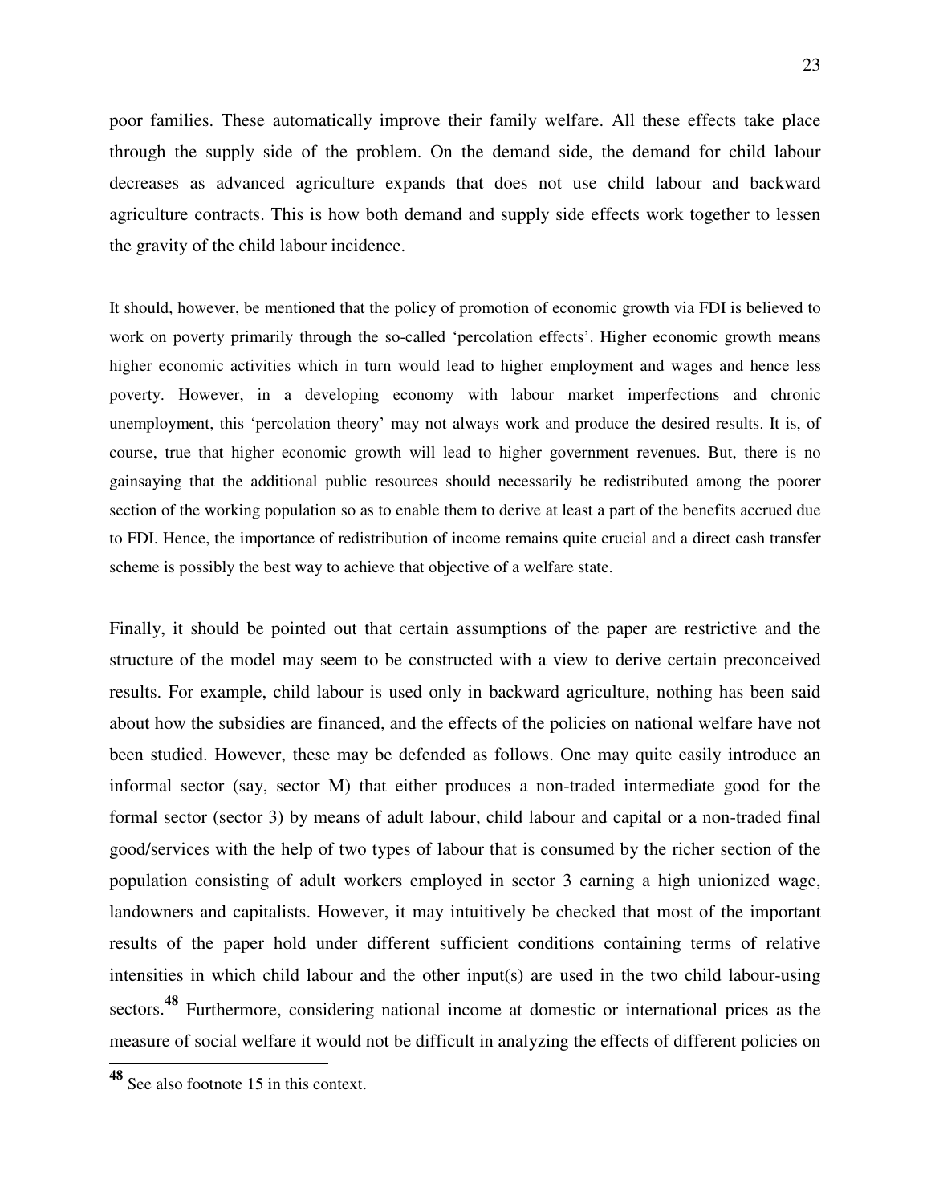poor families. These automatically improve their family welfare. All these effects take place through the supply side of the problem. On the demand side, the demand for child labour decreases as advanced agriculture expands that does not use child labour and backward agriculture contracts. This is how both demand and supply side effects work together to lessen the gravity of the child labour incidence.

It should, however, be mentioned that the policy of promotion of economic growth via FDI is believed to work on poverty primarily through the so-called 'percolation effects'. Higher economic growth means higher economic activities which in turn would lead to higher employment and wages and hence less poverty. However, in a developing economy with labour market imperfections and chronic unemployment, this 'percolation theory' may not always work and produce the desired results. It is, of course, true that higher economic growth will lead to higher government revenues. But, there is no gainsaying that the additional public resources should necessarily be redistributed among the poorer section of the working population so as to enable them to derive at least a part of the benefits accrued due to FDI. Hence, the importance of redistribution of income remains quite crucial and a direct cash transfer scheme is possibly the best way to achieve that objective of a welfare state.

Finally, it should be pointed out that certain assumptions of the paper are restrictive and the structure of the model may seem to be constructed with a view to derive certain preconceived results. For example, child labour is used only in backward agriculture, nothing has been said about how the subsidies are financed, and the effects of the policies on national welfare have not been studied. However, these may be defended as follows. One may quite easily introduce an informal sector (say, sector M) that either produces a non-traded intermediate good for the formal sector (sector 3) by means of adult labour, child labour and capital or a non-traded final good/services with the help of two types of labour that is consumed by the richer section of the population consisting of adult workers employed in sector 3 earning a high unionized wage, landowners and capitalists. However, it may intuitively be checked that most of the important results of the paper hold under different sufficient conditions containing terms of relative intensities in which child labour and the other input(s) are used in the two child labour-using sectors.[48] Furthermore, considering national income at domestic or international prices as the measure of social welfare it would not be difficult in analyzing the effects of different policies on

[48] See also footnote 15 in this context.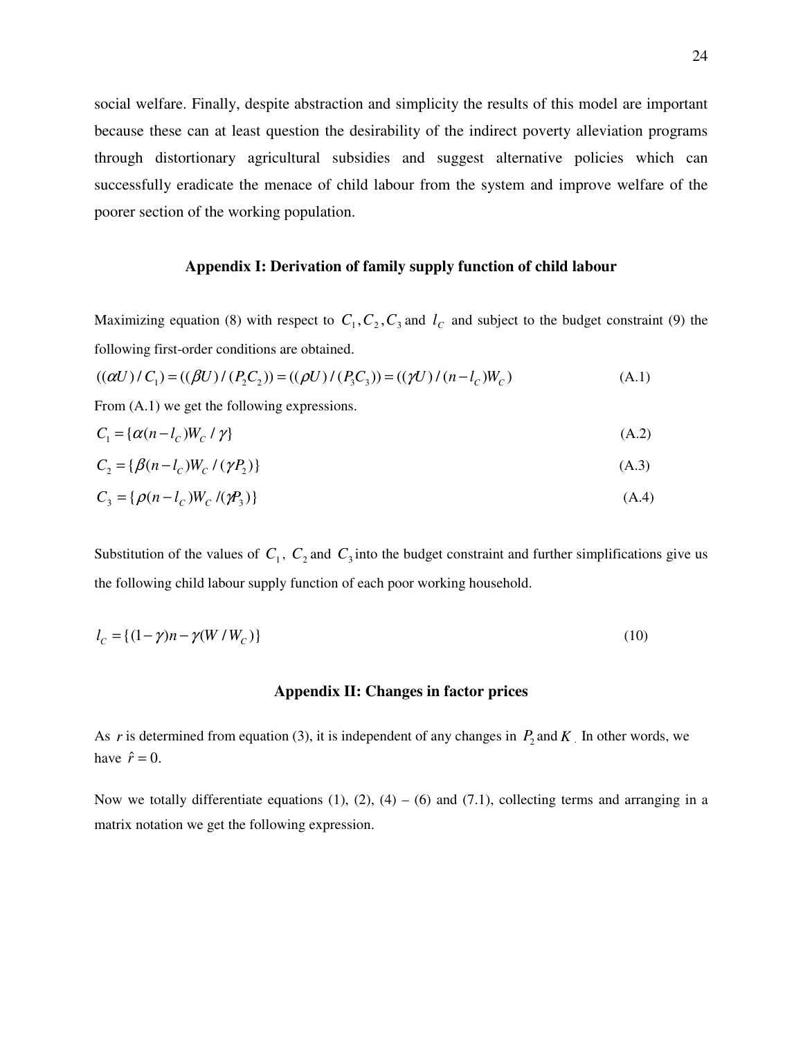social welfare. Finally, despite abstraction and simplicity the results of this model are important because these can at least question the desirability of the indirect poverty alleviation programs through distortionary agricultural subsidies and suggest alternative policies which can successfully eradicate the menace of child labour from the system and improve welfare of the poorer section of the working population.

### Appendix I: Derivation of family supply function of child labour

Maximizing equation (8) with respect to $C_1, C_2, C_3$ and $l_C$ and subject to the budget constraint (9) the following first-order conditions are obtained.

$$((\alpha U)/C_1) = ((\beta U)/(P_2 C_2)) = ((\rho U)/(P_3 C_3)) = ((\gamma U)/(n - l_C)W_C) \tag{A.1}$$

From (A.1) we get the following expressions.

$$C_1 = \{\alpha(n - l_C)W_C / \gamma\} \tag{A.2}$$

$$C_2 = \{\beta(n - l_C)W_C / (\gamma P_2)\} \tag{A.3}$$

$$C_3 = \{\rho(n - l_C)W_C / (\gamma P_3)\} \tag{A.4}$$

Substitution of the values of $C_1$, $C_2$ and $C_3$ into the budget constraint and further simplifications give us the following child labour supply function of each poor working household.

$$l_C = \{(1-\gamma)n - \gamma(W / W_C)\} \tag{10}$$

### Appendix II: Changes in factor prices

As $r$ is determined from equation (3), it is independent of any changes in $P_2$ and $K$. In other words, we have $\hat{r} = 0$.

Now we totally differentiate equations (1), (2), (4) – (6) and (7.1), collecting terms and arranging in a matrix notation we get the following expression.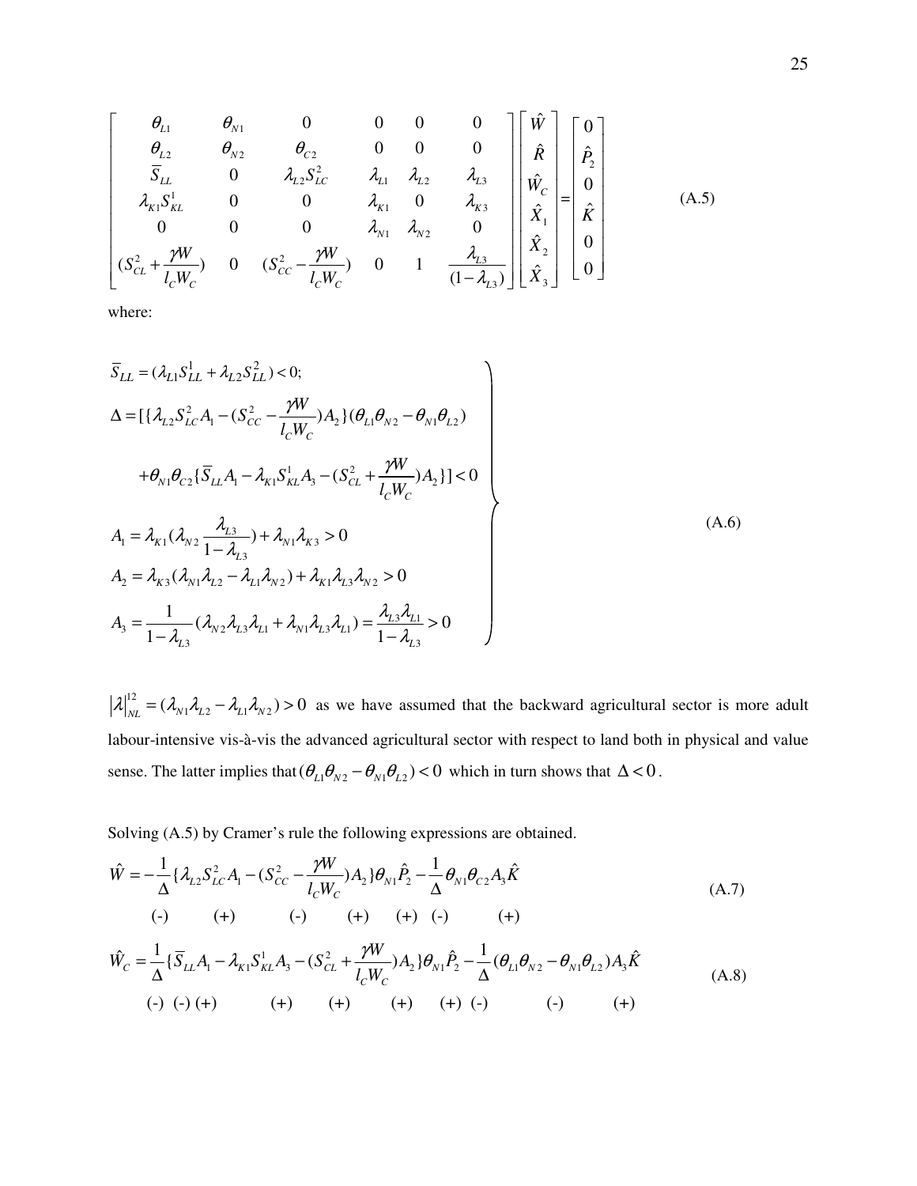$$
\begin{bmatrix}
\theta_{L1} & \theta_{N1} & 0 & 0 & 0 & 0 \\
\theta_{L2} & \theta_{N2} & \theta_{C2} & 0 & 0 & 0 \\
\bar{S}_{LL} & 0 & \lambda_{L2} S_{LC}^2 & \lambda_{L1} & \lambda_{L2} & \lambda_{L3} \\
\lambda_{K1} S_{KL}^1 & 0 & 0 & \lambda_{K1} & 0 & \lambda_{K3} \\
0 & 0 & 0 & \lambda_{N1} & \lambda_{N2} & 0 \\
(S_{CL}^2 + \dfrac{\gamma W}{l_C W_C}) & 0 & (S_{CC}^2 - \dfrac{\gamma W}{l_C W_C}) & 0 & 1 & \dfrac{\lambda_{L3}}{(1-\lambda_{L3})}
\end{bmatrix}
\begin{bmatrix}
\hat{W} \\ \hat{R} \\ \hat{W}_C \\ \hat{X}_1 \\ \hat{X}_2 \\ \hat{X}_3
\end{bmatrix}
=
\begin{bmatrix}
0 \\ \hat{P}_2 \\ 0 \\ \hat{K} \\ 0 \\ 0
\end{bmatrix}
\tag{A.5}
$$

where:

$$
\left.
\begin{aligned}
&\bar{S}_{LL} = (\lambda_{L1} S_{LL}^1 + \lambda_{L2} S_{LL}^2) < 0; \\
&\Delta = [\{\lambda_{L2} S_{LC}^2 A_1 - (S_{CC}^2 - \frac{\gamma W}{l_C W_C}) A_2\}(\theta_{L1}\theta_{N2} - \theta_{N1}\theta_{L2}) \\
&\qquad + \theta_{N1}\theta_{C2}\{\bar{S}_{LL} A_1 - \lambda_{K1} S_{KL}^1 A_3 - (S_{CL}^2 + \frac{\gamma W}{l_C W_C}) A_2\}] < 0 \\
&A_1 = \lambda_{K1}(\lambda_{N2} \frac{\lambda_{L3}}{1-\lambda_{L3}}) + \lambda_{N1}\lambda_{K3} > 0 \\
&A_2 = \lambda_{K3}(\lambda_{N1}\lambda_{L2} - \lambda_{L1}\lambda_{N2}) + \lambda_{K1}\lambda_{L3}\lambda_{N2} > 0 \\
&A_3 = \frac{1}{1-\lambda_{L3}}(\lambda_{N2}\lambda_{L3}\lambda_{L1} + \lambda_{N1}\lambda_{L3}\lambda_{L1}) = \frac{\lambda_{L3}\lambda_{L1}}{1-\lambda_{L3}} > 0
\end{aligned}
\right\}
\tag{A.6}
$$

$|\lambda|_{NL}^{12} = (\lambda_{N1}\lambda_{L2} - \lambda_{L1}\lambda_{N2}) > 0$ as we have assumed that the backward agricultural sector is more adult labour-intensive vis-à-vis the advanced agricultural sector with respect to land both in physical and value sense. The latter implies that $(\theta_{L1}\theta_{N2} - \theta_{N1}\theta_{L2}) < 0$ which in turn shows that $\Delta < 0$.

Solving (A.5) by Cramer's rule the following expressions are obtained.

$$
\hat{W} = -\frac{1}{\Delta}\{\lambda_{L2} S_{LC}^2 A_1 - (S_{CC}^2 - \frac{\gamma W}{l_C W_C}) A_2\}\theta_{N1}\hat{P}_2 - \frac{1}{\Delta}\theta_{N1}\theta_{C2} A_3 \hat{K}
\tag{A.7}
$$

(-) (+) (-) (+) (+) (-) (+)

$$
\hat{W}_C = \frac{1}{\Delta}\{\bar{S}_{LL} A_1 - \lambda_{K1} S_{KL}^1 A_3 - (S_{CL}^2 + \frac{\gamma W}{l_C W_C}) A_2\}\theta_{N1}\hat{P}_2 - \frac{1}{\Delta}(\theta_{L1}\theta_{N2} - \theta_{N1}\theta_{L2}) A_3 \hat{K}
\tag{A.8}
$$

(-) (-) (+) (+) (+) (+) (+) (-) (-) (+)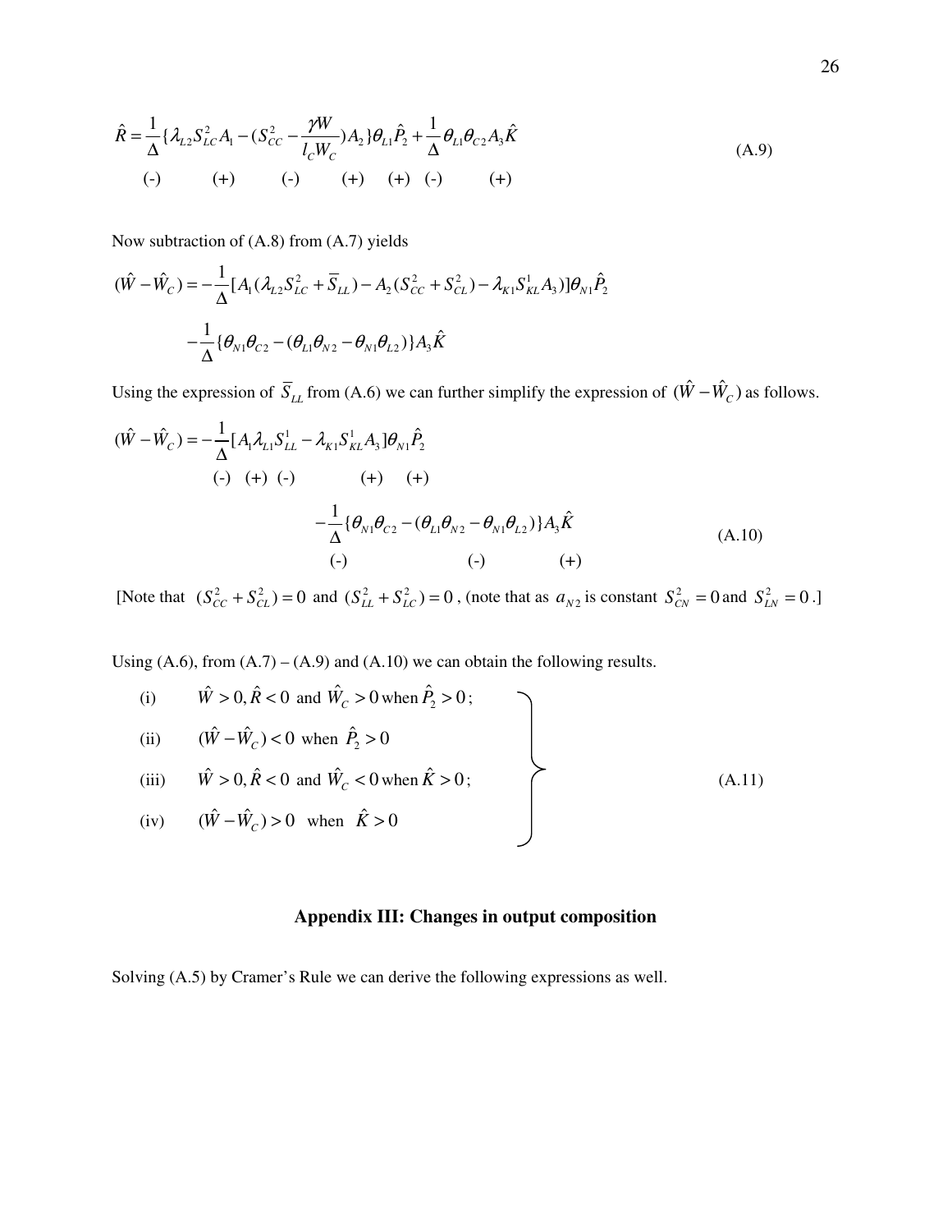$$\hat{R} = \frac{1}{\Delta}\{\lambda_{L2} S_{LC}^2 A_1 - (S_{CC}^2 - \frac{\gamma W}{l_C W_C}) A_2\}\theta_{L1}\hat{P}_2 + \frac{1}{\Delta}\theta_{L1}\theta_{C2} A_3 \hat{K} \tag{A.9}$$

$$\quad (-) \qquad (+) \qquad (-) \qquad (+) \quad (+) \quad (-) \qquad (+)$$

Now subtraction of (A.8) from (A.7) yields

$$(\hat{W} - \hat{W}_C) = -\frac{1}{\Delta}[A_1(\lambda_{L2} S_{LC}^2 + \overline{S}_{LL}) - A_2(S_{CC}^2 + S_{CL}^2) - \lambda_{K1} S_{KL}^1 A_3)]\theta_{N1}\hat{P}_2$$

$$-\frac{1}{\Delta}\{\theta_{N1}\theta_{C2} - (\theta_{L1}\theta_{N2} - \theta_{N1}\theta_{L2})\}A_3\hat{K}$$

Using the expression of $\overline{S}_{LL}$ from (A.6) we can further simplify the expression of $(\hat{W} - \hat{W}_C)$ as follows.

$$(\hat{W} - \hat{W}_C) = -\frac{1}{\Delta}[A_1\lambda_{L1} S_{LL}^1 - \lambda_{K1} S_{KL}^1 A_3]\theta_{N1}\hat{P}_2$$

$$\quad (-) \quad (+) \quad (-) \qquad (+) \quad (+)$$

$$-\frac{1}{\Delta}\{\theta_{N1}\theta_{C2} - (\theta_{L1}\theta_{N2} - \theta_{N1}\theta_{L2})\}A_3\hat{K} \tag{A.10}$$

$$\quad (-) \qquad\qquad (-) \qquad\qquad (+)$$

[Note that $(S_{CC}^2 + S_{CL}^2) = 0$ and $(S_{LL}^2 + S_{LC}^2) = 0$, (note that as $a_{N2}$ is constant $S_{CN}^2 = 0$ and $S_{LN}^2 = 0$.]

Using (A.6), from (A.7) – (A.9) and (A.10) we can obtain the following results.

$$\left.\begin{array}{ll}
\text{(i)} & \hat{W} > 0, \hat{R} < 0 \text{ and } \hat{W}_C > 0 \text{ when } \hat{P}_2 > 0; \\
\text{(ii)} & (\hat{W} - \hat{W}_C) < 0 \text{ when } \hat{P}_2 > 0 \\
\text{(iii)} & \hat{W} > 0, \hat{R} < 0 \text{ and } \hat{W}_C < 0 \text{ when } \hat{K} > 0; \\
\text{(iv)} & (\hat{W} - \hat{W}_C) > 0 \text{ when } \hat{K} > 0
\end{array}\right\} \tag{A.11}$$

## Appendix III: Changes in output composition

Solving (A.5) by Cramer's Rule we can derive the following expressions as well.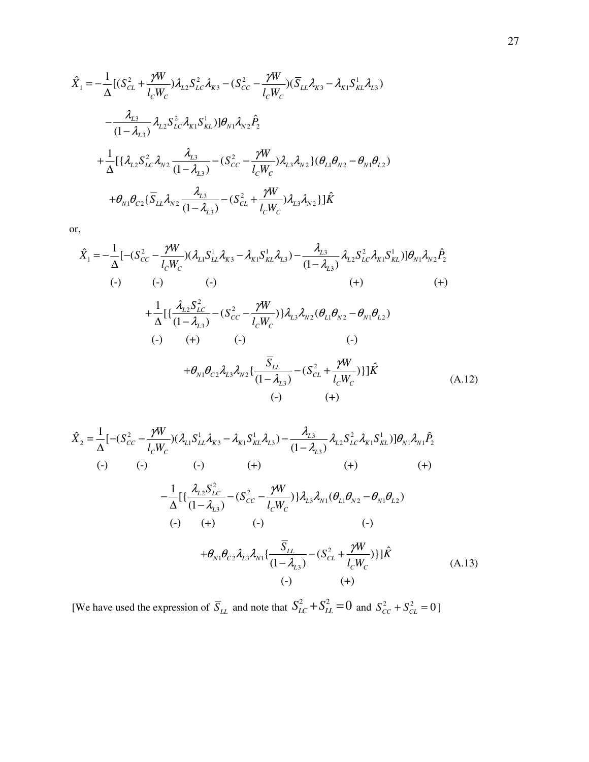$$\hat{X}_1 = -\frac{1}{\Delta}[(S_{CL}^2 + \frac{\gamma W}{l_C W_C})\lambda_{L2} S_{LC}^2 \lambda_{K3} - (S_{CC}^2 - \frac{\gamma W}{l_C W_C})(\overline{S}_{LL}\lambda_{K3} - \lambda_{K1} S_{KL}^1 \lambda_{L3})$$

$$-\frac{\lambda_{L3}}{(1-\lambda_{L3})}\lambda_{L2} S_{LC}^2 \lambda_{K1} S_{KL}^1)]\theta_{N1}\lambda_{N2}\hat{P}_2$$

$$+\frac{1}{\Delta}[\{\lambda_{L2} S_{LC}^2 \lambda_{N2}\frac{\lambda_{L3}}{(1-\lambda_{L3})} - (S_{CC}^2 - \frac{\gamma W}{l_C W_C})\lambda_{L3}\lambda_{N2}\}(\theta_{L1}\theta_{N2} - \theta_{N1}\theta_{L2})$$

$$+\theta_{N1}\theta_{C2}\{\overline{S}_{LL}\lambda_{N2}\frac{\lambda_{L3}}{(1-\lambda_{L3})} - (S_{CL}^2 + \frac{\gamma W}{l_C W_C})\lambda_{L3}\lambda_{N2}\}]\hat{K}$$

or,

$$\hat{X}_1 = -\frac{1}{\Delta}[-(S_{CC}^2 - \frac{\gamma W}{l_C W_C})(\lambda_{L1} S_{LL}^1 \lambda_{K3} - \lambda_{K1} S_{KL}^1 \lambda_{L3}) - \frac{\lambda_{L3}}{(1-\lambda_{L3})}\lambda_{L2} S_{LC}^2 \lambda_{K1} S_{KL}^1)]\theta_{N1}\lambda_{N2}\hat{P}_2$$

(-) (-) (-) (+) (+)

$$+\frac{1}{\Delta}[\{\frac{\lambda_{L2} S_{LC}^2}{(1-\lambda_{L3})} - (S_{CC}^2 - \frac{\gamma W}{l_C W_C})\}\lambda_{L3}\lambda_{N2}(\theta_{L1}\theta_{N2} - \theta_{N1}\theta_{L2})$$

(-) (+) (-) (-)

$$+\theta_{N1}\theta_{C2}\lambda_{L3}\lambda_{N2}\{\frac{\overline{S}_{LL}}{(1-\lambda_{L3})} - (S_{CL}^2 + \frac{\gamma W}{l_C W_C})\}]\hat{K} \quad \text{(A.12)}$$

(-) (+)

$$\hat{X}_2 = \frac{1}{\Delta}[-(S_{CC}^2 - \frac{\gamma W}{l_C W_C})(\lambda_{L1} S_{LL}^1 \lambda_{K3} - \lambda_{K1} S_{KL}^1 \lambda_{L3}) - \frac{\lambda_{L3}}{(1-\lambda_{L3})}\lambda_{L2} S_{LC}^2 \lambda_{K1} S_{KL}^1)]\theta_{N1}\lambda_{N1}\hat{P}_2$$

(-) (-) (-) (+) (+) (+)

$$-\frac{1}{\Delta}[\{\frac{\lambda_{L2} S_{LC}^2}{(1-\lambda_{L3})} - (S_{CC}^2 - \frac{\gamma W}{l_C W_C})\}\lambda_{L3}\lambda_{N1}(\theta_{L1}\theta_{N2} - \theta_{N1}\theta_{L2})$$

(-) (+) (-) (-)

$$+\theta_{N1}\theta_{C2}\lambda_{L3}\lambda_{N1}\{\frac{\overline{S}_{LL}}{(1-\lambda_{L3})} - (S_{CL}^2 + \frac{\gamma W}{l_C W_C})\}]\hat{K} \quad \text{(A.13)}$$

(-) (+)

[We have used the expression of $\overline{S}_{LL}$ and note that $S_{LC}^2 + S_{LL}^2 = 0$ and $S_{CC}^2 + S_{CL}^2 = 0$ ]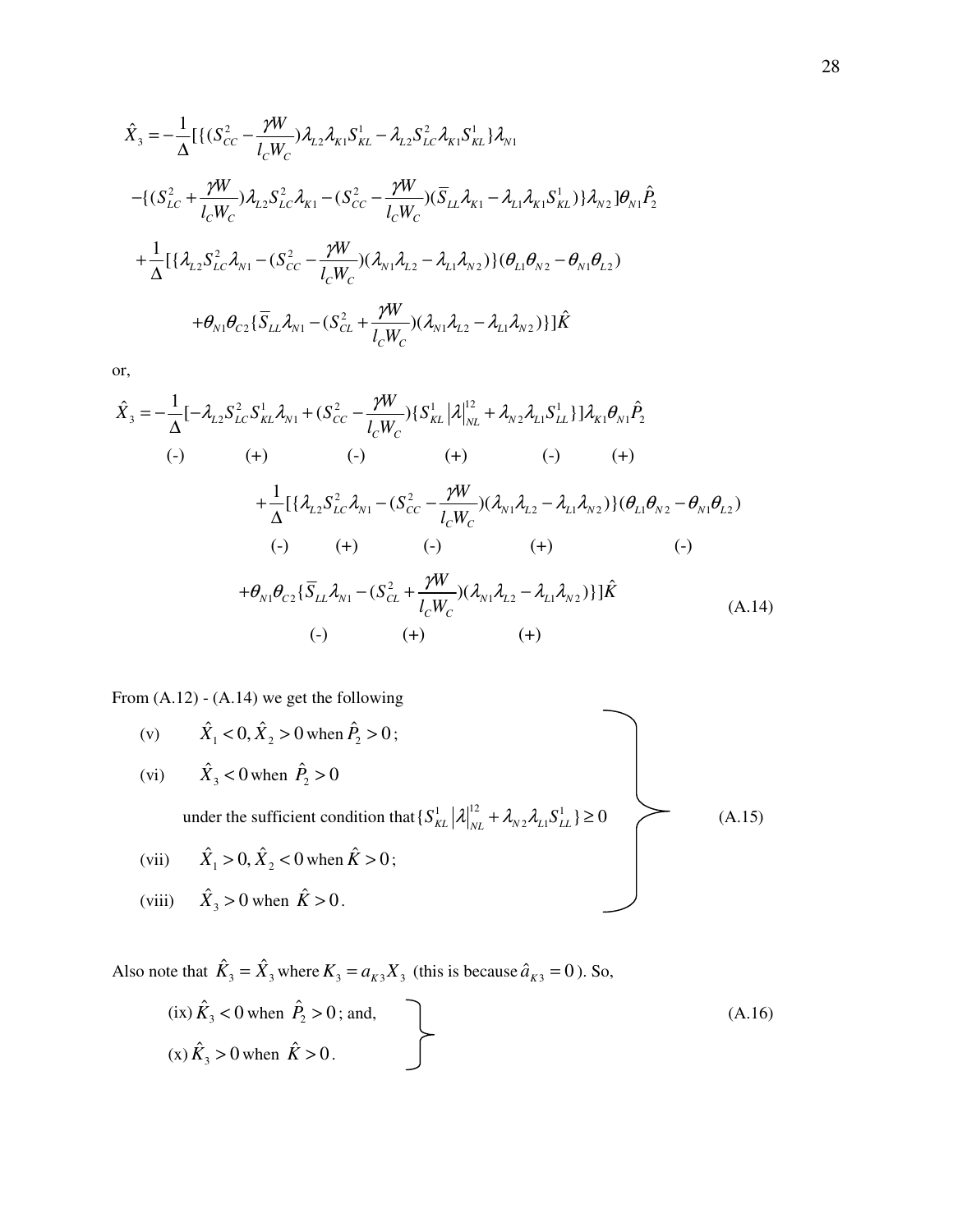$$\hat{X}_3 = -\frac{1}{\Delta}[\{(S_{CC}^2 - \frac{\gamma W}{l_C W_C})\lambda_{L2}\lambda_{K1}S_{KL}^1 - \lambda_{L2}S_{LC}^2\lambda_{K1}S_{KL}^1\}\lambda_{N1}$$

$$-\{(S_{LC}^2 + \frac{\gamma W}{l_C W_C})\lambda_{L2}S_{LC}^2\lambda_{K1} - (S_{CC}^2 - \frac{\gamma W}{l_C W_C})(\overline{S}_{LL}\lambda_{K1} - \lambda_{L1}\lambda_{K1}S_{KL}^1)\}\lambda_{N2}]\theta_{N1}\hat{P}_2$$

$$+\frac{1}{\Delta}[\{\lambda_{L2}S_{LC}^2\lambda_{N1} - (S_{CC}^2 - \frac{\gamma W}{l_C W_C})(\lambda_{N1}\lambda_{L2} - \lambda_{L1}\lambda_{N2})\}(\theta_{L1}\theta_{N2} - \theta_{N1}\theta_{L2})$$

$$+\theta_{N1}\theta_{C2}\{\overline{S}_{LL}\lambda_{N1} - (S_{CL}^2 + \frac{\gamma W}{l_C W_C})(\lambda_{N1}\lambda_{L2} - \lambda_{L1}\lambda_{N2})\}]\hat{K}$$

or,

$$\hat{X}_3 = -\frac{1}{\Delta}[\underset{(-)}{-\lambda_{L2}S_{LC}^2 S_{KL}^1\lambda_{N1}} + \underset{(+)}{(S_{CC}^2 - \frac{\gamma W}{l_C W_C})}\{\underset{(-)}{S_{KL}^1 |\lambda|_{NL}^{12}} + \underset{(+)}{\lambda_{N2}\lambda_{L1}S_{LL}^1}\}]\underset{(-)}{\lambda_{K1}}\underset{(+)}{\theta_{N1}}\hat{P}_2$$

$$+\frac{1}{\Delta}[\{\underset{(-)}{\lambda_{L2}S_{LC}^2\lambda_{N1}} - \underset{(+)}{(S_{CC}^2 - \frac{\gamma W}{l_C W_C})}\underset{(-)}{(\lambda_{N1}\lambda_{L2} - \lambda_{L1}\lambda_{N2})}\}\underset{(+)}{(\theta_{L1}\theta_{N2} - \theta_{N1}\theta_{L2})}$$

$$+\theta_{N1}\theta_{C2}\{\underset{(-)}{\overline{S}_{LL}\lambda_{N1}} - \underset{(+)}{(S_{CL}^2 + \frac{\gamma W}{l_C W_C})}\underset{(+)}{(\lambda_{N1}\lambda_{L2} - \lambda_{L1}\lambda_{N2})}\}]\hat{K} \quad \text{(A.14)}$$

From (A.12) - (A.14) we get the following

(v) $\hat{X}_1 < 0, \hat{X}_2 > 0$ when $\hat{P}_2 > 0$;

(vi) $\hat{X}_3 < 0$ when $\hat{P}_2 > 0$

under the sufficient condition that $\{S_{KL}^1 |\lambda|_{NL}^{12} + \lambda_{N2}\lambda_{L1}S_{LL}^1\} \geq 0$ (A.15)

(vii) $\hat{X}_1 > 0, \hat{X}_2 < 0$ when $\hat{K} > 0$;

(viii) $\hat{X}_3 > 0$ when $\hat{K} > 0$.

Also note that $\hat{K}_3 = \hat{X}_3$ where $K_3 = a_{K3}X_3$ (this is because $\hat{a}_{K3} = 0$). So,

(ix) $\hat{K}_3 < 0$ when $\hat{P}_2 > 0$; and,

(x) $\hat{K}_3 > 0$ when $\hat{K} > 0$. (A.16)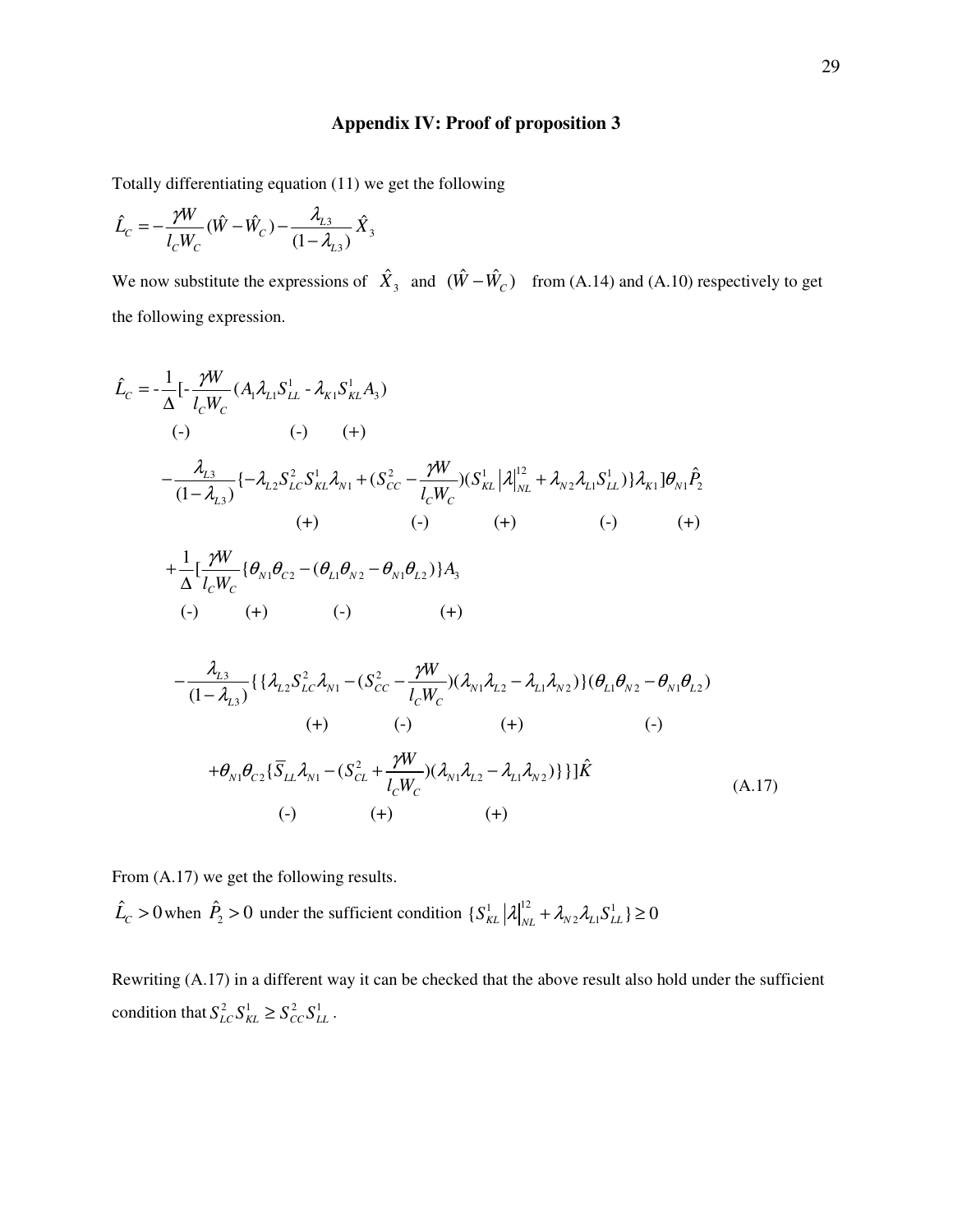## Appendix IV: Proof of proposition 3

Totally differentiating equation (11) we get the following

$$\hat{L}_C = -\frac{\gamma W}{l_C W_C}(\hat{W} - \hat{W}_C) - \frac{\lambda_{L3}}{(1-\lambda_{L3})}\hat{X}_3$$

We now substitute the expressions of $\hat{X}_3$ and $(\hat{W} - \hat{W}_C)$ from (A.14) and (A.10) respectively to get the following expression.

$$\begin{aligned}
\hat{L}_C = & -\frac{1}{\Delta}\Big[-\frac{\gamma W}{l_C W_C}(A_1 \lambda_{L1} S_{LL}^1 - \lambda_{K1} S_{KL}^1 A_3) \\
& \quad\; (-) \qquad\qquad\qquad (-) \qquad (+) \\
& -\frac{\lambda_{L3}}{(1-\lambda_{L3})}\{-\lambda_{L2} S_{LC}^2 S_{KL}^1 \lambda_{N1} + (S_{CC}^2 - \frac{\gamma W}{l_C W_C})(S_{KL}^1 |\lambda|_{NL}^{12} + \lambda_{N2}\lambda_{L1} S_{LL}^1)\}\lambda_{K1}\Big]\theta_{N1}\hat{P}_2 \\
& \qquad\qquad\qquad (+) \qquad\qquad\qquad (-) \qquad\qquad (+) \qquad\qquad (-) \qquad (+) \\
& +\frac{1}{\Delta}\Big[\frac{\gamma W}{l_C W_C}\{\theta_{N1}\theta_{C2} - (\theta_{L1}\theta_{N2} - \theta_{N1}\theta_{L2})\}A_3 \\
& \quad\; (-) \qquad (+) \qquad\qquad (-) \qquad\qquad\quad (+) \\
& -\frac{\lambda_{L3}}{(1-\lambda_{L3})}\{\{\lambda_{L2} S_{LC}^2 \lambda_{N1} - (S_{CC}^2 - \frac{\gamma W}{l_C W_C})(\lambda_{N1}\lambda_{L2} - \lambda_{L1}\lambda_{N2})\}(\theta_{L1}\theta_{N2} - \theta_{N1}\theta_{L2}) \\
& \qquad\qquad\qquad (+) \qquad\qquad (-) \qquad\qquad (+) \qquad\qquad\qquad (-) \\
& +\theta_{N1}\theta_{C2}\{\overline{S}_{LL}\lambda_{N1} - (S_{CL}^2 + \frac{\gamma W}{l_C W_C})(\lambda_{N1}\lambda_{L2} - \lambda_{L1}\lambda_{N2})\}\}\Big]\hat{K} \\
& \qquad\qquad\quad (-) \qquad\qquad (+) \qquad\qquad\qquad (+)
\end{aligned} \tag{A.17}$$

From (A.17) we get the following results.

$\hat{L}_C > 0$ when $\hat{P}_2 > 0$ under the sufficient condition $\{S_{KL}^1 |\lambda|_{NL}^{12} + \lambda_{N2}\lambda_{L1} S_{LL}^1\} \geq 0$

Rewriting (A.17) in a different way it can be checked that the above result also hold under the sufficient condition that $S_{LC}^2 S_{KL}^1 \geq S_{CC}^2 S_{LL}^1$.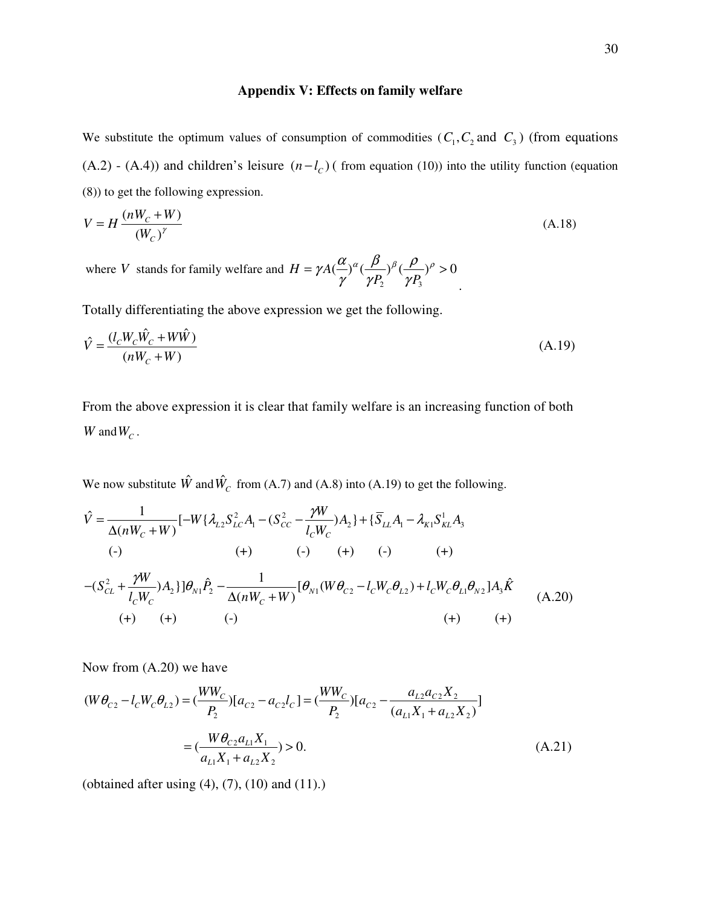## Appendix V: Effects on family welfare

We substitute the optimum values of consumption of commodities ($C_1, C_2$ and $C_3$) (from equations (A.2) - (A.4)) and children's leisure $(n - l_C)$ ( from equation (10)) into the utility function (equation (8)) to get the following expression.

$$V = H\frac{(nW_C + W)}{(W_C)^{\gamma}} \tag{A.18}$$

where $V$ stands for family welfare and $H = \gamma A(\frac{\alpha}{\gamma})^{\alpha}(\frac{\beta}{\gamma P_2})^{\beta}(\frac{\rho}{\gamma P_3})^{\rho} > 0$.

Totally differentiating the above expression we get the following.

$$\hat{V} = \frac{(l_C W_C \hat{W}_C + W\hat{W})}{(nW_C + W)} \tag{A.19}$$

From the above expression it is clear that family welfare is an increasing function of both $W$ and $W_C$.

We now substitute $\hat{W}$ and $\hat{W}_C$ from (A.7) and (A.8) into (A.19) to get the following.

$$\hat{V} = \underset{(-)}{\frac{1}{\Delta(nW_C + W)}}[-W\{\underset{(+)}{\lambda_{L2}S_{LC}^2 A_1} - (\underset{(-)}{S_{CC}^2} - \underset{(+)}{\frac{\gamma W}{l_C W_C}})\underset{(-)}{A_2}\} + \{\overline{S}_{LL}A_1 - \underset{(+)}{\lambda_{K1}S_{KL}^1 A_3}$$

$$-(\underset{(+)}{S_{CL}^2} + \underset{(+)}{\frac{\gamma W}{l_C W_C}})A_2\}]\theta_{N1}\hat{P}_2 - \underset{(-)}{\frac{1}{\Delta(nW_C + W)}}[\theta_{N1}(W\theta_{C2} - l_C W_C \theta_{L2}) + l_C W_C \theta_{L1}\theta_{N2}]\underset{(+)}{A_3}\underset{(+)}{\hat{K}} \tag{A.20}$$

Now from (A.20) we have

$$(W\theta_{C2} - l_C W_C \theta_{L2}) = (\frac{WW_C}{P_2})[a_{C2} - a_{C2}l_C] = (\frac{WW_C}{P_2})[a_{C2} - \frac{a_{L2}a_{C2}X_2}{(a_{L1}X_1 + a_{L2}X_2)}]$$

$$= (\frac{W\theta_{C2}a_{L1}X_1}{a_{L1}X_1 + a_{L2}X_2}) > 0. \tag{A.21}$$

(obtained after using (4), (7), (10) and (11).)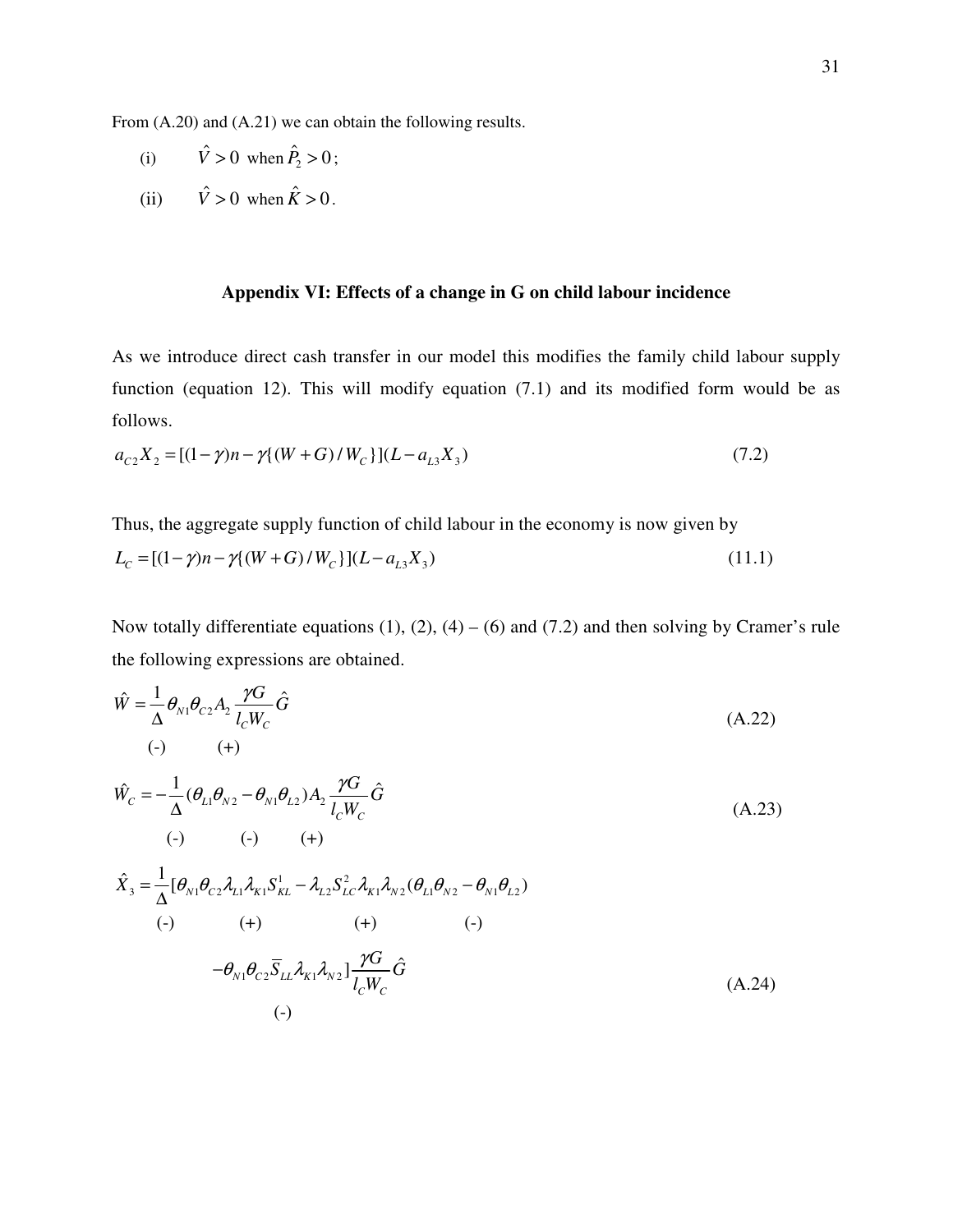From (A.20) and (A.21) we can obtain the following results.

(i) $\hat{V} > 0$ when $\hat{P}_2 > 0$;

(ii) $\hat{V} > 0$ when $\hat{K} > 0$.

## Appendix VI: Effects of a change in G on child labour incidence

As we introduce direct cash transfer in our model this modifies the family child labour supply function (equation 12). This will modify equation (7.1) and its modified form would be as follows.

$$a_{C2}X_2 = [(1-\gamma)n - \gamma\{(W+G)/W_C\}](L - a_{L3}X_3) \tag{7.2}$$

Thus, the aggregate supply function of child labour in the economy is now given by

$$L_C = [(1-\gamma)n - \gamma\{(W+G)/W_C\}](L - a_{L3}X_3) \tag{11.1}$$

Now totally differentiate equations (1), (2), (4) – (6) and (7.2) and then solving by Cramer's rule the following expressions are obtained.

$$\hat{W} = \underset{(-)}{\frac{1}{\Delta}}\theta_{N1}\theta_{C2}\underset{(+)}{A_2}\frac{\gamma G}{l_C W_C}\hat{G} \tag{A.22}$$

$$\hat{W}_C = -\underset{(-)}{\frac{1}{\Delta}}\underset{(-)}{(\theta_{L1}\theta_{N2} - \theta_{N1}\theta_{L2})}\underset{(+)}{A_2}\frac{\gamma G}{l_C W_C}\hat{G} \tag{A.23}$$

$$\hat{X}_3 = \underset{(-)}{\frac{1}{\Delta}}[\theta_{N1}\theta_{C2}\lambda_{L1}\lambda_{K1}\underset{(+)}{S_{KL}^1} - \lambda_{L2}\underset{(+)}{S_{LC}^2}\lambda_{K1}\lambda_{N2}\underset{(-)}{(\theta_{L1}\theta_{N2} - \theta_{N1}\theta_{L2})}$$

$$-\theta_{N1}\theta_{C2}\underset{(-)}{\bar{S}_{LL}}\lambda_{K1}\lambda_{N2}]\frac{\gamma G}{l_C W_C}\hat{G} \tag{A.24}$$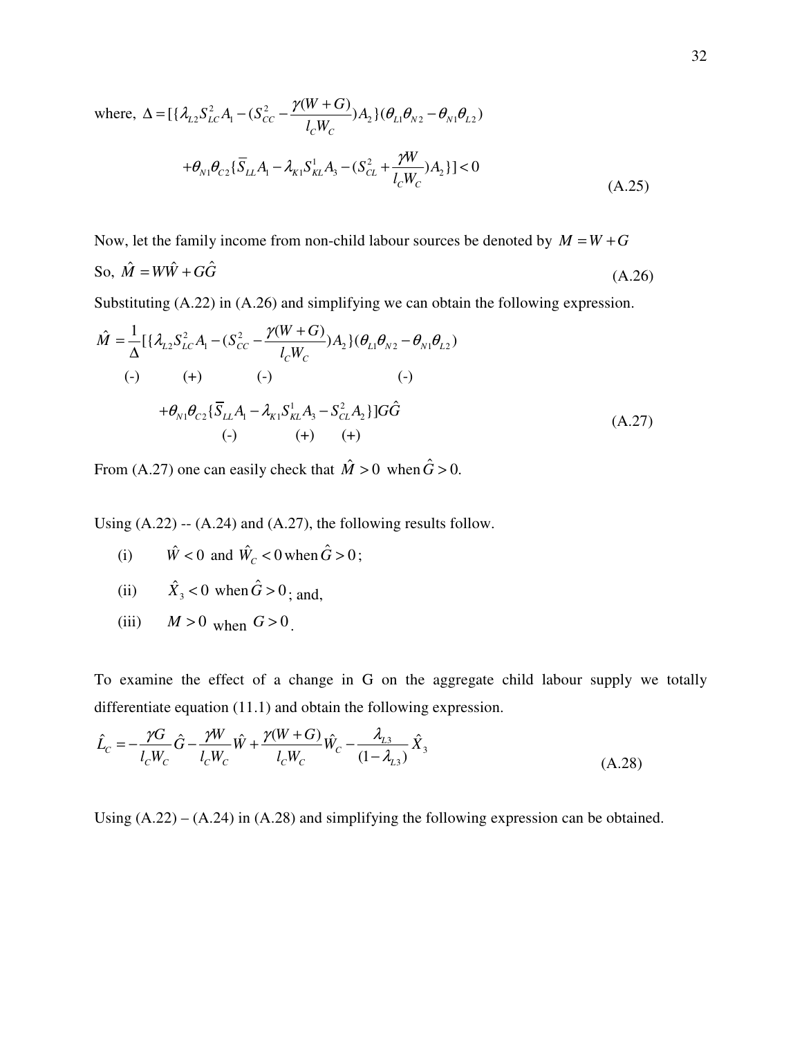where, $\Delta = [\{\lambda_{L2} S_{LC}^2 A_1 - (S_{CC}^2 - \frac{\gamma(W+G)}{l_C W_C}) A_2\}(\theta_{L1}\theta_{N2} - \theta_{N1}\theta_{L2})$

$$+\theta_{N1}\theta_{C2}\{\overline{S}_{LL} A_1 - \lambda_{K1} S_{KL}^1 A_3 - (S_{CL}^2 + \frac{\gamma W}{l_C W_C}) A_2\}] < 0 \tag{A.25}$$

Now, let the family income from non-child labour sources be denoted by $M = W + G$

So, $\hat{M} = W\hat{W} + G\hat{G}$ (A.26)

Substituting (A.22) in (A.26) and simplifying we can obtain the following expression.

$$\hat{M} = \frac{1}{\Delta}[\{\underset{(-)}{\lambda_{L2}} \underset{(+)}{S_{LC}^2 A_1} - \underset{(-)}{(S_{CC}^2 - \frac{\gamma(W+G)}{l_C W_C})} A_2\}\underset{(-)}{(\theta_{L1}\theta_{N2} - \theta_{N1}\theta_{L2})}$$

$$+\theta_{N1}\theta_{C2}\{\underset{(-)}{\overline{S}_{LL} A_1} - \underset{(+)}{\lambda_{K1} S_{KL}^1 A_3} - \underset{(+)}{S_{CL}^2 A_2}\}]G\hat{G} \tag{A.27}$$

From (A.27) one can easily check that $\hat{M} > 0$ when $\hat{G} > 0$.

Using (A.22) -- (A.24) and (A.27), the following results follow.

(i) $\hat{W} < 0$ and $\hat{W}_C < 0$ when $\hat{G} > 0$;

(ii) $\hat{X}_3 < 0$ when $\hat{G} > 0$; and,

(iii) $M > 0$ when $G > 0$.

To examine the effect of a change in G on the aggregate child labour supply we totally differentiate equation (11.1) and obtain the following expression.

$$\hat{L}_C = -\frac{\gamma G}{l_C W_C}\hat{G} - \frac{\gamma W}{l_C W_C}\hat{W} + \frac{\gamma(W+G)}{l_C W_C}\hat{W}_C - \frac{\lambda_{L3}}{(1-\lambda_{L3})}\hat{X}_3 \tag{A.28}$$

Using (A.22) – (A.24) in (A.28) and simplifying the following expression can be obtained.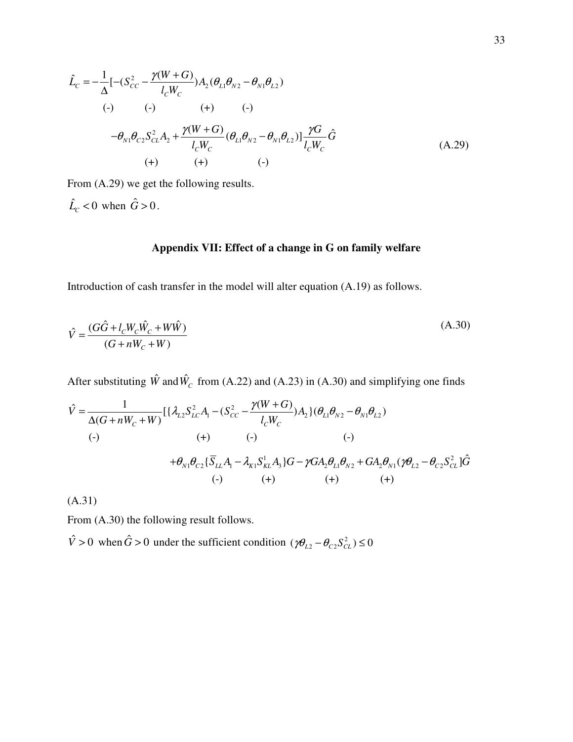$$\hat{L}_C = -\frac{1}{\Delta}[-(S_{CC}^2 - \frac{\gamma(W+G)}{l_C W_C})A_2(\theta_{L1}\theta_{N2} - \theta_{N1}\theta_{L2})$$

(-) (-) (+) (-)

$$-\theta_{N1}\theta_{C2}S_{CL}^2 A_2 + \frac{\gamma(W+G)}{l_C W_C}(\theta_{L1}\theta_{N2} - \theta_{N1}\theta_{L2})]\frac{\gamma G}{l_C W_C}\hat{G} \tag{A.29}$$

(+) (+) (-)

From (A.29) we get the following results.

$\hat{L}_C < 0$ when $\hat{G} > 0$.

### Appendix VII: Effect of a change in G on family welfare

Introduction of cash transfer in the model will alter equation (A.19) as follows.

$$\hat{V} = \frac{(G\hat{G} + l_C W_C \hat{W}_C + W\hat{W})}{(G + nW_C + W)} \tag{A.30}$$

After substituting $\hat{W}$ and $\hat{W}_C$ from (A.22) and (A.23) in (A.30) and simplifying one finds

$$\hat{V} = \frac{1}{\Delta(G + nW_C + W)}[\{\lambda_{L2}S_{LC}^2 A_1 - (S_{CC}^2 - \frac{\gamma(W+G)}{l_C W_C})A_2\}(\theta_{L1}\theta_{N2} - \theta_{N1}\theta_{L2})$$

(-) (+) (-) (-)

$$+\theta_{N1}\theta_{C2}\{\overline{S}_{LL}A_1 - \lambda_{K1}S_{KL}^1 A_3\}G - \gamma G A_2\theta_{L1}\theta_{N2} + GA_2\theta_{N1}(\gamma\theta_{L2} - \theta_{C2}S_{CL}^2]\hat{G}$$

(-) (+) (+) (+)

(A.31)

From (A.30) the following result follows.

$\hat{V} > 0$ when $\hat{G} > 0$ under the sufficient condition $(\gamma\theta_{L2} - \theta_{C2}S_{CL}^2) \leq 0$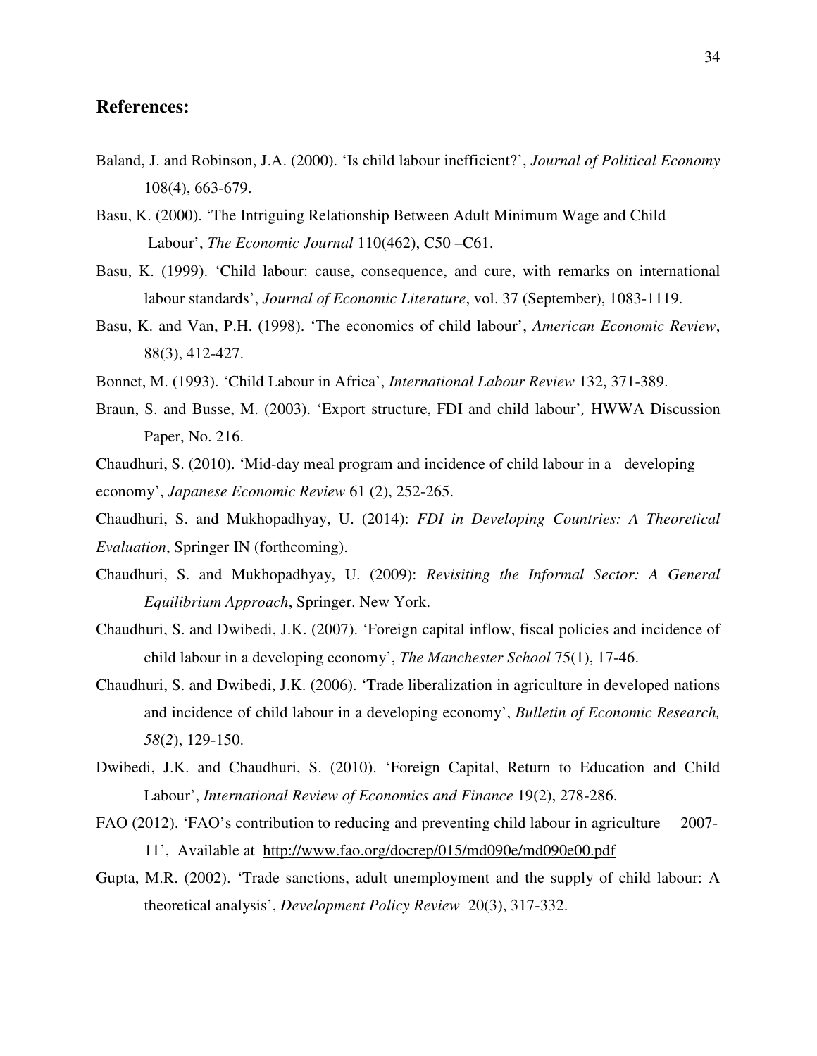## References:

Baland, J. and Robinson, J.A. (2000). 'Is child labour inefficient?', *Journal of Political Economy* 108(4), 663-679.

Basu, K. (2000). 'The Intriguing Relationship Between Adult Minimum Wage and Child Labour', *The Economic Journal* 110(462), C50 –C61.

Basu, K. (1999). 'Child labour: cause, consequence, and cure, with remarks on international labour standards', *Journal of Economic Literature*, vol. 37 (September), 1083-1119.

Basu, K. and Van, P.H. (1998). 'The economics of child labour', *American Economic Review*, 88(3), 412-427.

Bonnet, M. (1993). 'Child Labour in Africa', *International Labour Review* 132, 371-389.

Braun, S. and Busse, M. (2003). 'Export structure, FDI and child labour', HWWA Discussion Paper, No. 216.

Chaudhuri, S. (2010). 'Mid-day meal program and incidence of child labour in a developing economy', *Japanese Economic Review* 61 (2), 252-265.

Chaudhuri, S. and Mukhopadhyay, U. (2014): *FDI in Developing Countries: A Theoretical Evaluation*, Springer IN (forthcoming).

Chaudhuri, S. and Mukhopadhyay, U. (2009): *Revisiting the Informal Sector: A General Equilibrium Approach*, Springer. New York.

Chaudhuri, S. and Dwibedi, J.K. (2007). 'Foreign capital inflow, fiscal policies and incidence of child labour in a developing economy', *The Manchester School* 75(1), 17-46.

Chaudhuri, S. and Dwibedi, J.K. (2006). 'Trade liberalization in agriculture in developed nations and incidence of child labour in a developing economy', *Bulletin of Economic Research, 58*(*2*), 129-150.

Dwibedi, J.K. and Chaudhuri, S. (2010). 'Foreign Capital, Return to Education and Child Labour', *International Review of Economics and Finance* 19(2), 278-286.

FAO (2012). 'FAO's contribution to reducing and preventing child labour in agriculture 2007-11', Available at http://www.fao.org/docrep/015/md090e/md090e00.pdf

Gupta, M.R. (2002). 'Trade sanctions, adult unemployment and the supply of child labour: A theoretical analysis', *Development Policy Review* 20(3), 317-332.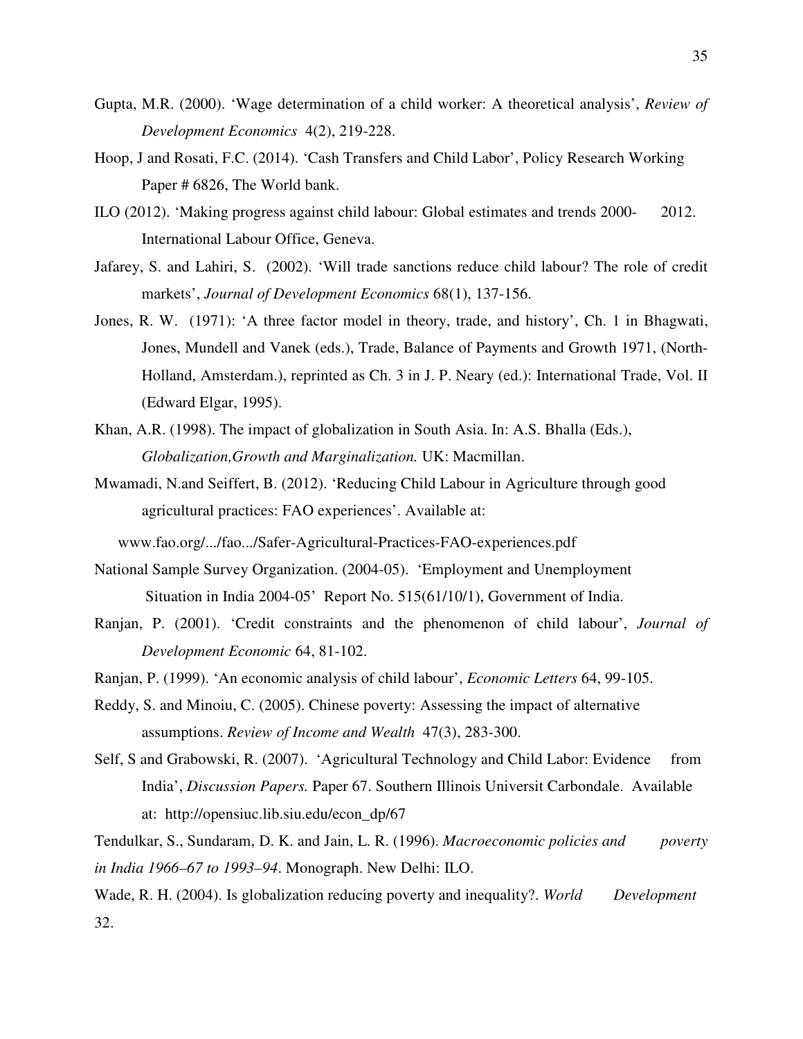Gupta, M.R. (2000). 'Wage determination of a child worker: A theoretical analysis', *Review of Development Economics* 4(2), 219-228.

Hoop, J and Rosati, F.C. (2014). 'Cash Transfers and Child Labor', Policy Research Working Paper # 6826, The World bank.

ILO (2012). 'Making progress against child labour: Global estimates and trends 2000- 2012. International Labour Office, Geneva.

Jafarey, S. and Lahiri, S. (2002). 'Will trade sanctions reduce child labour? The role of credit markets', *Journal of Development Economics* 68(1), 137-156.

Jones, R. W. (1971): 'A three factor model in theory, trade, and history', Ch. 1 in Bhagwati, Jones, Mundell and Vanek (eds.), Trade, Balance of Payments and Growth 1971, (North-Holland, Amsterdam.), reprinted as Ch. 3 in J. P. Neary (ed.): International Trade, Vol. II (Edward Elgar, 1995).

Khan, A.R. (1998). The impact of globalization in South Asia. In: A.S. Bhalla (Eds.), *Globalization,Growth and Marginalization.* UK: Macmillan.

Mwamadi, N.and Seiffert, B. (2012). 'Reducing Child Labour in Agriculture through good agricultural practices: FAO experiences'. Available at:

www.fao.org/.../fao.../Safer-Agricultural-Practices-FAO-experiences.pdf

National Sample Survey Organization. (2004-05). 'Employment and Unemployment Situation in India 2004-05' Report No. 515(61/10/1), Government of India.

Ranjan, P. (2001). 'Credit constraints and the phenomenon of child labour', *Journal of Development Economic* 64, 81-102.

Ranjan, P. (1999). 'An economic analysis of child labour', *Economic Letters* 64, 99-105.

Reddy, S. and Minoiu, C. (2005). Chinese poverty: Assessing the impact of alternative assumptions. *Review of Income and Wealth* 47(3), 283-300.

Self, S and Grabowski, R. (2007). 'Agricultural Technology and Child Labor: Evidence from India', *Discussion Papers.* Paper 67. Southern Illinois Universit Carbondale. Available at: http://opensiuc.lib.siu.edu/econ_dp/67

Tendulkar, S., Sundaram, D. K. and Jain, L. R. (1996). *Macroeconomic policies and poverty in India 1966–67 to 1993–94*. Monograph. New Delhi: ILO.

Wade, R. H. (2004). Is globalization reducing poverty and inequality?. *World Development* 32.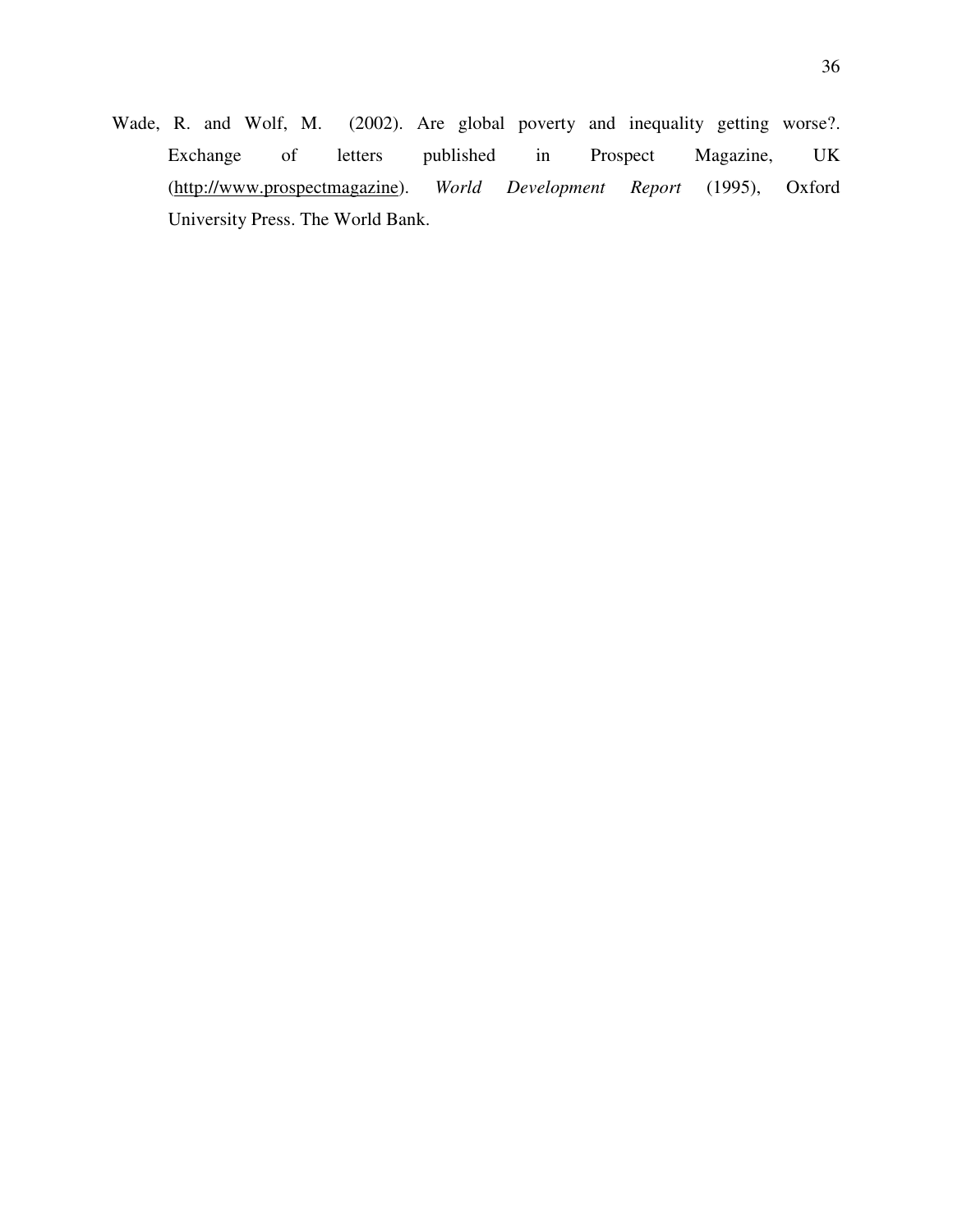Wade, R. and Wolf, M. (2002). Are global poverty and inequality getting worse?. Exchange of letters published in Prospect Magazine, UK (http://www.prospectmagazine). *World Development Report* (1995), Oxford University Press. The World Bank.